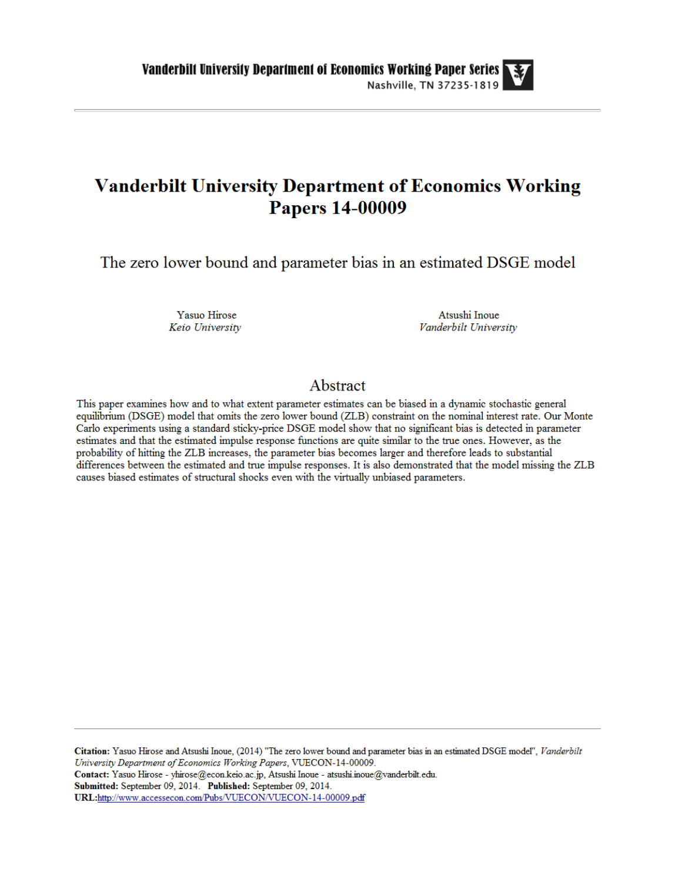Vanderbilt University Department of Economics Working Paper Series
Nashville, TN 37235-1819

# Vanderbilt University Department of Economics Working Papers 14-00009

## The zero lower bound and parameter bias in an estimated DSGE model

Yasuo Hirose
*Keio University*

Atsushi Inoue
*Vanderbilt University*

## Abstract

This paper examines how and to what extent parameter estimates can be biased in a dynamic stochastic general equilibrium (DSGE) model that omits the zero lower bound (ZLB) constraint on the nominal interest rate. Our Monte Carlo experiments using a standard sticky-price DSGE model show that no significant bias is detected in parameter estimates and that the estimated impulse response functions are quite similar to the true ones. However, as the probability of hitting the ZLB increases, the parameter bias becomes larger and therefore leads to substantial differences between the estimated and true impulse responses. It is also demonstrated that the model missing the ZLB causes biased estimates of structural shocks even with the virtually unbiased parameters.

**Citation:** Yasuo Hirose and Atsushi Inoue, (2014) "The zero lower bound and parameter bias in an estimated DSGE model", *Vanderbilt University Department of Economics Working Papers*, VUECON-14-00009.
**Contact:** Yasuo Hirose - yhirose@econ.keio.ac.jp, Atsushi Inoue - atsushi.inoue@vanderbilt.edu.
**Submitted:** September 09, 2014. **Published:** September 09, 2014.
**URL:**http://www.accessecon.com/Pubs/VUECON/VUECON-14-00009.pdf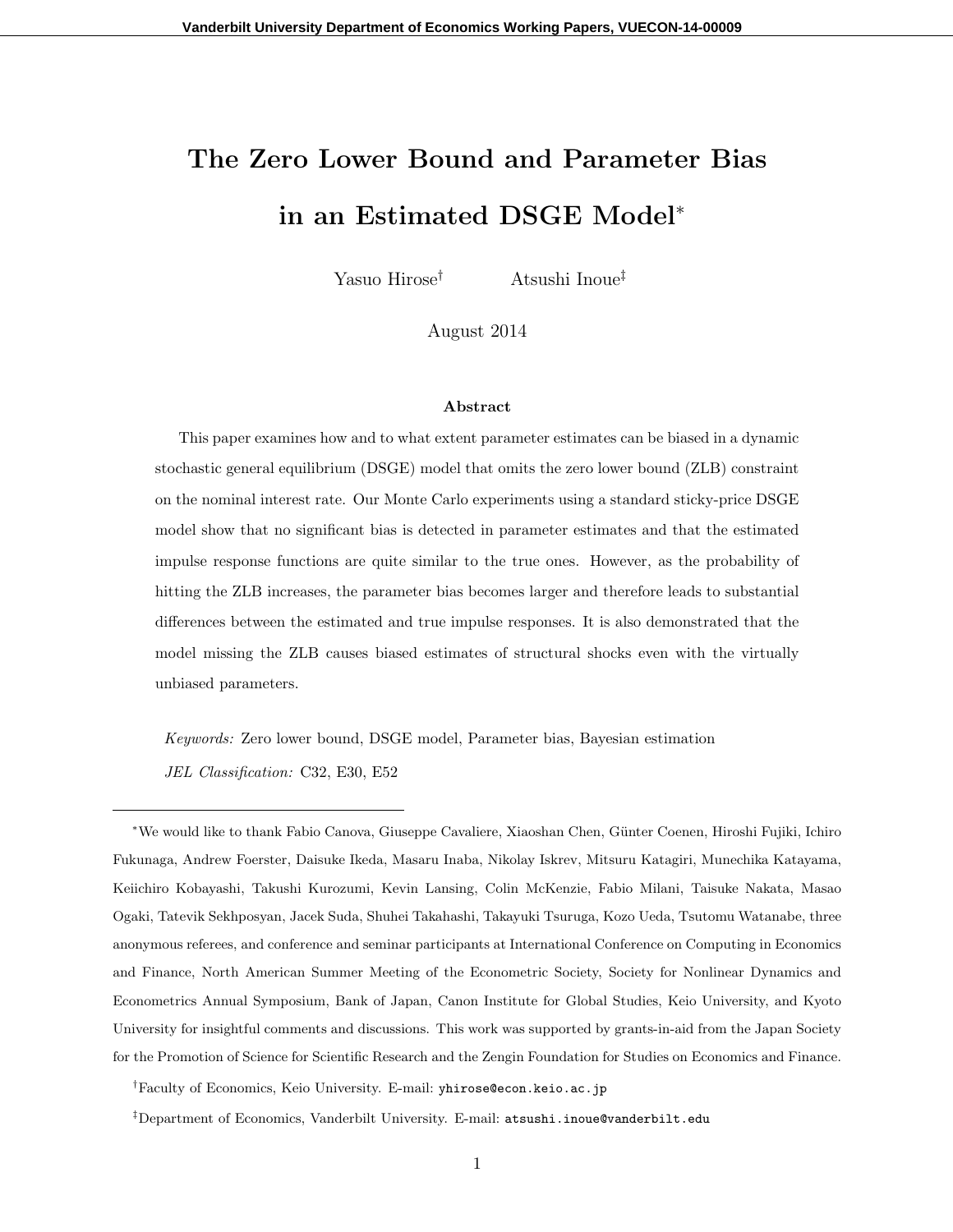# The Zero Lower Bound and Parameter Bias in an Estimated DSGE Model[*]

Yasuo Hirose[†] Atsushi Inoue[‡]

August 2014

**Abstract**

This paper examines how and to what extent parameter estimates can be biased in a dynamic stochastic general equilibrium (DSGE) model that omits the zero lower bound (ZLB) constraint on the nominal interest rate. Our Monte Carlo experiments using a standard sticky-price DSGE model show that no significant bias is detected in parameter estimates and that the estimated impulse response functions are quite similar to the true ones. However, as the probability of hitting the ZLB increases, the parameter bias becomes larger and therefore leads to substantial differences between the estimated and true impulse responses. It is also demonstrated that the model missing the ZLB causes biased estimates of structural shocks even with the virtually unbiased parameters.

*Keywords:* Zero lower bound, DSGE model, Parameter bias, Bayesian estimation

*JEL Classification:* C32, E30, E52

---

[*] We would like to thank Fabio Canova, Giuseppe Cavaliere, Xiaoshan Chen, Günter Coenen, Hiroshi Fujiki, Ichiro Fukunaga, Andrew Foerster, Daisuke Ikeda, Masaru Inaba, Nikolay Iskrev, Mitsuru Katagiri, Munechika Katayama, Keiichiro Kobayashi, Takushi Kurozumi, Kevin Lansing, Colin McKenzie, Fabio Milani, Taisuke Nakata, Masao Ogaki, Tatevik Sekhposyan, Jacek Suda, Shuhei Takahashi, Takayuki Tsuruga, Kozo Ueda, Tsutomu Watanabe, three anonymous referees, and conference and seminar participants at International Conference on Computing in Economics and Finance, North American Summer Meeting of the Econometric Society, Society for Nonlinear Dynamics and Econometrics Annual Symposium, Bank of Japan, Canon Institute for Global Studies, Keio University, and Kyoto University for insightful comments and discussions. This work was supported by grants-in-aid from the Japan Society for the Promotion of Science for Scientific Research and the Zengin Foundation for Studies on Economics and Finance.

[†] Faculty of Economics, Keio University. E-mail: yhirose@econ.keio.ac.jp

[‡] Department of Economics, Vanderbilt University. E-mail: atsushi.inoue@vanderbilt.edu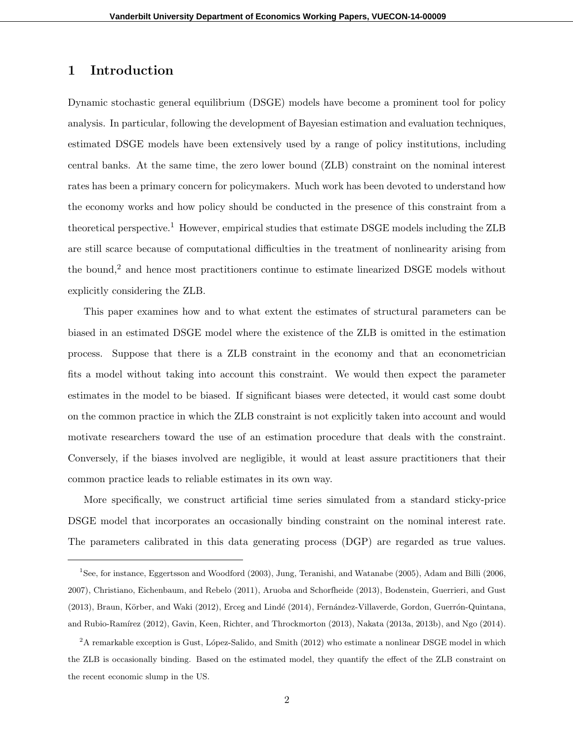# 1 Introduction

Dynamic stochastic general equilibrium (DSGE) models have become a prominent tool for policy analysis. In particular, following the development of Bayesian estimation and evaluation techniques, estimated DSGE models have been extensively used by a range of policy institutions, including central banks. At the same time, the zero lower bound (ZLB) constraint on the nominal interest rates has been a primary concern for policymakers. Much work has been devoted to understand how the economy works and how policy should be conducted in the presence of this constraint from a theoretical perspective.[1] However, empirical studies that estimate DSGE models including the ZLB are still scarce because of computational difficulties in the treatment of nonlinearity arising from the bound,[2] and hence most practitioners continue to estimate linearized DSGE models without explicitly considering the ZLB.

This paper examines how and to what extent the estimates of structural parameters can be biased in an estimated DSGE model where the existence of the ZLB is omitted in the estimation process. Suppose that there is a ZLB constraint in the economy and that an econometrician fits a model without taking into account this constraint. We would then expect the parameter estimates in the model to be biased. If significant biases were detected, it would cast some doubt on the common practice in which the ZLB constraint is not explicitly taken into account and would motivate researchers toward the use of an estimation procedure that deals with the constraint. Conversely, if the biases involved are negligible, it would at least assure practitioners that their common practice leads to reliable estimates in its own way.

More specifically, we construct artificial time series simulated from a standard sticky-price DSGE model that incorporates an occasionally binding constraint on the nominal interest rate. The parameters calibrated in this data generating process (DGP) are regarded as true values.

[1] See, for instance, Eggertsson and Woodford (2003), Jung, Teranishi, and Watanabe (2005), Adam and Billi (2006, 2007), Christiano, Eichenbaum, and Rebelo (2011), Aruoba and Schorfheide (2013), Bodenstein, Guerrieri, and Gust (2013), Braun, Körber, and Waki (2012), Erceg and Lindé (2014), Fernández-Villaverde, Gordon, Guerrón-Quintana, and Rubio-Ramírez (2012), Gavin, Keen, Richter, and Throckmorton (2013), Nakata (2013a, 2013b), and Ngo (2014).

[2] A remarkable exception is Gust, López-Salido, and Smith (2012) who estimate a nonlinear DSGE model in which the ZLB is occasionally binding. Based on the estimated model, they quantify the effect of the ZLB constraint on the recent economic slump in the US.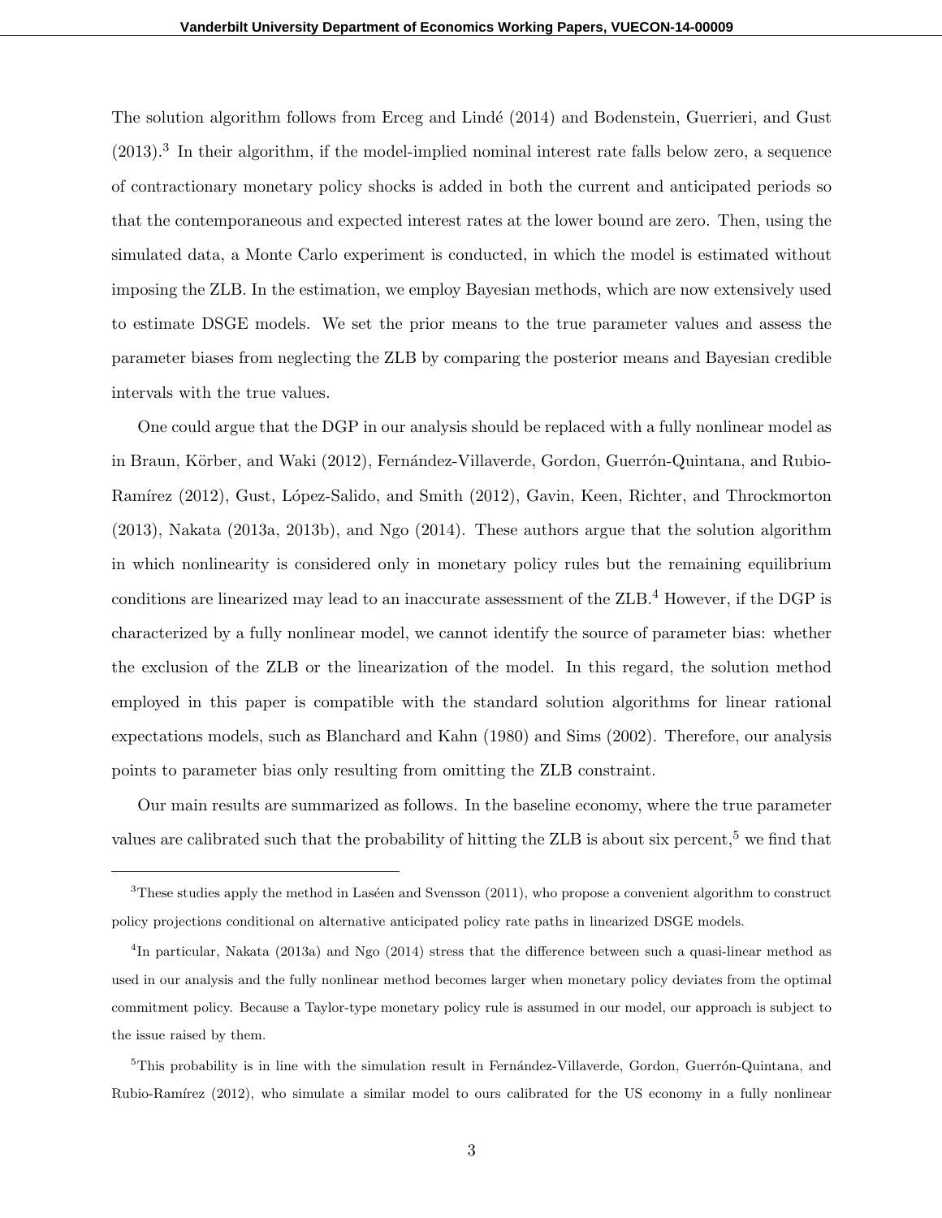The solution algorithm follows from Erceg and Lindé (2014) and Bodenstein, Guerrieri, and Gust (2013).[3] In their algorithm, if the model-implied nominal interest rate falls below zero, a sequence of contractionary monetary policy shocks is added in both the current and anticipated periods so that the contemporaneous and expected interest rates at the lower bound are zero. Then, using the simulated data, a Monte Carlo experiment is conducted, in which the model is estimated without imposing the ZLB. In the estimation, we employ Bayesian methods, which are now extensively used to estimate DSGE models. We set the prior means to the true parameter values and assess the parameter biases from neglecting the ZLB by comparing the posterior means and Bayesian credible intervals with the true values.

One could argue that the DGP in our analysis should be replaced with a fully nonlinear model as in Braun, Körber, and Waki (2012), Fernández-Villaverde, Gordon, Guerrón-Quintana, and Rubio-Ramírez (2012), Gust, López-Salido, and Smith (2012), Gavin, Keen, Richter, and Throckmorton (2013), Nakata (2013a, 2013b), and Ngo (2014). These authors argue that the solution algorithm in which nonlinearity is considered only in monetary policy rules but the remaining equilibrium conditions are linearized may lead to an inaccurate assessment of the ZLB.[4] However, if the DGP is characterized by a fully nonlinear model, we cannot identify the source of parameter bias: whether the exclusion of the ZLB or the linearization of the model. In this regard, the solution method employed in this paper is compatible with the standard solution algorithms for linear rational expectations models, such as Blanchard and Kahn (1980) and Sims (2002). Therefore, our analysis points to parameter bias only resulting from omitting the ZLB constraint.

Our main results are summarized as follows. In the baseline economy, where the true parameter values are calibrated such that the probability of hitting the ZLB is about six percent,[5] we find that

---

[3] These studies apply the method in Laséen and Svensson (2011), who propose a convenient algorithm to construct policy projections conditional on alternative anticipated policy rate paths in linearized DSGE models.

[4] In particular, Nakata (2013a) and Ngo (2014) stress that the difference between such a quasi-linear method as used in our analysis and the fully nonlinear method becomes larger when monetary policy deviates from the optimal commitment policy. Because a Taylor-type monetary policy rule is assumed in our model, our approach is subject to the issue raised by them.

[5] This probability is in line with the simulation result in Fernández-Villaverde, Gordon, Guerrón-Quintana, and Rubio-Ramírez (2012), who simulate a similar model to ours calibrated for the US economy in a fully nonlinear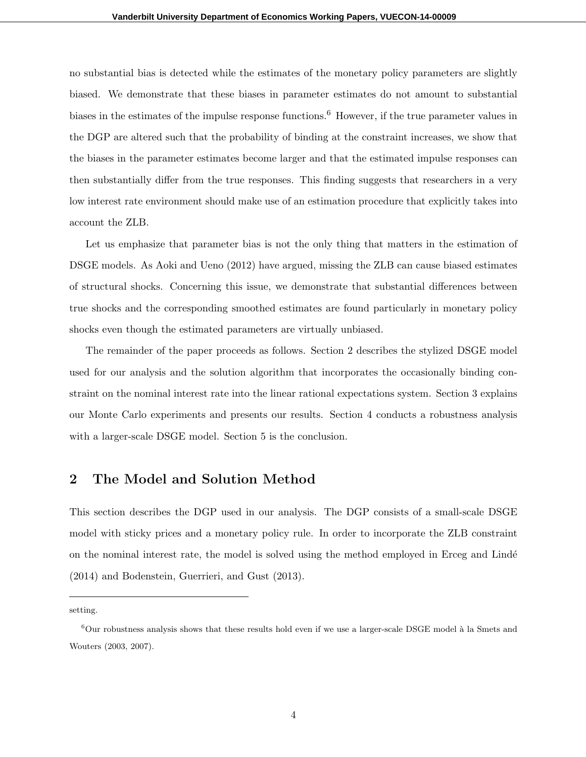no substantial bias is detected while the estimates of the monetary policy parameters are slightly biased. We demonstrate that these biases in parameter estimates do not amount to substantial biases in the estimates of the impulse response functions.[6] However, if the true parameter values in the DGP are altered such that the probability of binding at the constraint increases, we show that the biases in the parameter estimates become larger and that the estimated impulse responses can then substantially differ from the true responses. This finding suggests that researchers in a very low interest rate environment should make use of an estimation procedure that explicitly takes into account the ZLB.

Let us emphasize that parameter bias is not the only thing that matters in the estimation of DSGE models. As Aoki and Ueno (2012) have argued, missing the ZLB can cause biased estimates of structural shocks. Concerning this issue, we demonstrate that substantial differences between true shocks and the corresponding smoothed estimates are found particularly in monetary policy shocks even though the estimated parameters are virtually unbiased.

The remainder of the paper proceeds as follows. Section 2 describes the stylized DSGE model used for our analysis and the solution algorithm that incorporates the occasionally binding constraint on the nominal interest rate into the linear rational expectations system. Section 3 explains our Monte Carlo experiments and presents our results. Section 4 conducts a robustness analysis with a larger-scale DSGE model. Section 5 is the conclusion.

## 2 The Model and Solution Method

This section describes the DGP used in our analysis. The DGP consists of a small-scale DSGE model with sticky prices and a monetary policy rule. In order to incorporate the ZLB constraint on the nominal interest rate, the model is solved using the method employed in Erceg and Lindé (2014) and Bodenstein, Guerrieri, and Gust (2013).

---

setting.

[6] Our robustness analysis shows that these results hold even if we use a larger-scale DSGE model à la Smets and Wouters (2003, 2007).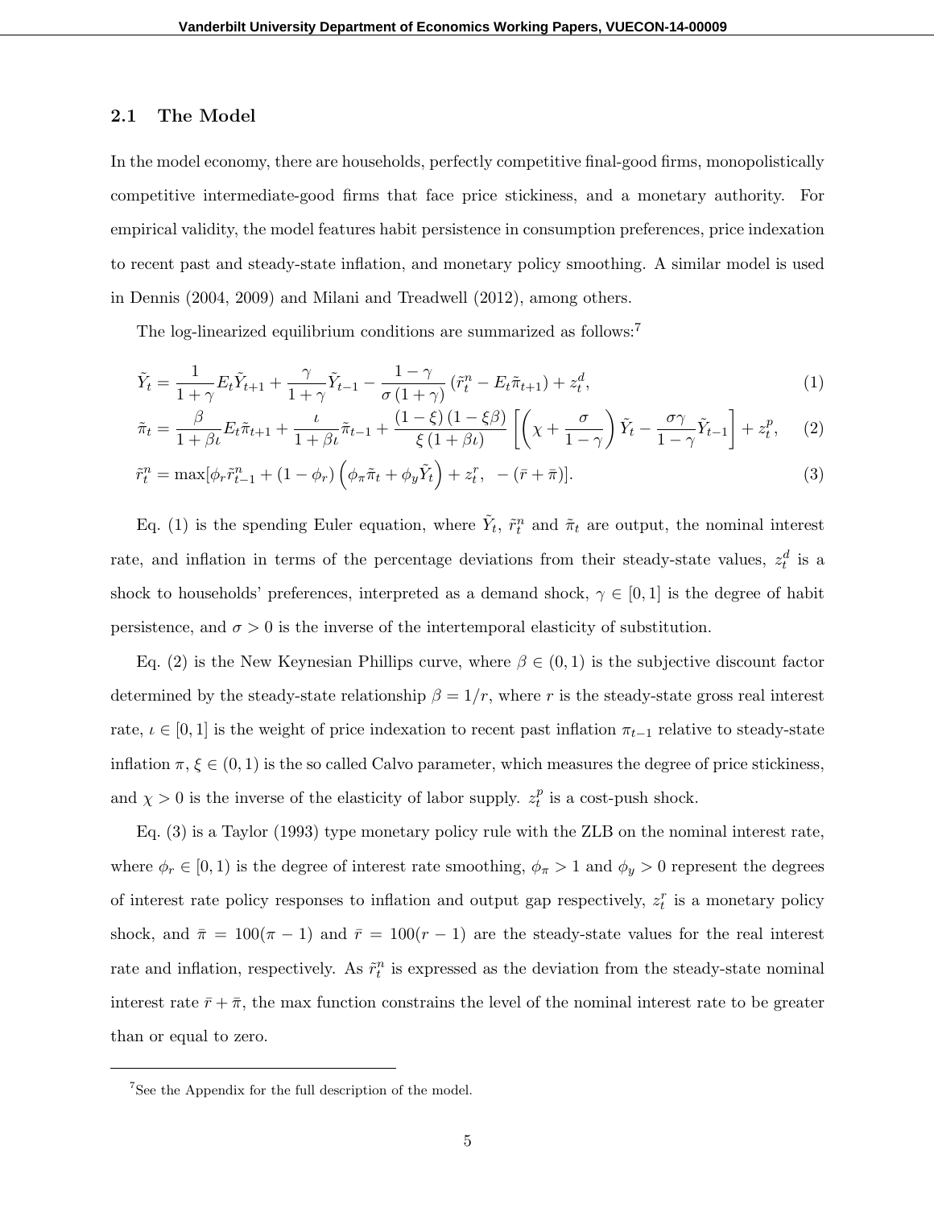### 2.1 The Model

In the model economy, there are households, perfectly competitive final-good firms, monopolistically competitive intermediate-good firms that face price stickiness, and a monetary authority. For empirical validity, the model features habit persistence in consumption preferences, price indexation to recent past and steady-state inflation, and monetary policy smoothing. A similar model is used in Dennis (2004, 2009) and Milani and Treadwell (2012), among others.

The log-linearized equilibrium conditions are summarized as follows:[7]

$$\tilde{Y}_t = \frac{1}{1+\gamma} E_t \tilde{Y}_{t+1} + \frac{\gamma}{1+\gamma} \tilde{Y}_{t-1} - \frac{1-\gamma}{\sigma(1+\gamma)} \left( \tilde{r}_t^n - E_t \tilde{\pi}_{t+1} \right) + z_t^d, \tag{1}$$

$$\tilde{\pi}_t = \frac{\beta}{1+\beta\iota} E_t \tilde{\pi}_{t+1} + \frac{\iota}{1+\beta\iota} \tilde{\pi}_{t-1} + \frac{(1-\xi)(1-\xi\beta)}{\xi(1+\beta\iota)} \left[ \left( \chi + \frac{\sigma}{1-\gamma} \right) \tilde{Y}_t - \frac{\sigma\gamma}{1-\gamma} \tilde{Y}_{t-1} \right] + z_t^p, \tag{2}$$

$$\tilde{r}_t^n = \max[\phi_r \tilde{r}_{t-1}^n + (1-\phi_r) \left( \phi_\pi \tilde{\pi}_t + \phi_y \tilde{Y}_t \right) + z_t^r, \; -(\bar{r} + \bar{\pi})]. \tag{3}$$

Eq. (1) is the spending Euler equation, where $\tilde{Y}_t$, $\tilde{r}_t^n$ and $\tilde{\pi}_t$ are output, the nominal interest rate, and inflation in terms of the percentage deviations from their steady-state values, $z_t^d$ is a shock to households' preferences, interpreted as a demand shock, $\gamma \in [0, 1]$ is the degree of habit persistence, and $\sigma > 0$ is the inverse of the intertemporal elasticity of substitution.

Eq. (2) is the New Keynesian Phillips curve, where $\beta \in (0, 1)$ is the subjective discount factor determined by the steady-state relationship $\beta = 1/r$, where $r$ is the steady-state gross real interest rate, $\iota \in [0, 1]$ is the weight of price indexation to recent past inflation $\pi_{t-1}$ relative to steady-state inflation $\pi$, $\xi \in (0, 1)$ is the so called Calvo parameter, which measures the degree of price stickiness, and $\chi > 0$ is the inverse of the elasticity of labor supply. $z_t^p$ is a cost-push shock.

Eq. (3) is a Taylor (1993) type monetary policy rule with the ZLB on the nominal interest rate, where $\phi_r \in [0, 1)$ is the degree of interest rate smoothing, $\phi_\pi > 1$ and $\phi_y > 0$ represent the degrees of interest rate policy responses to inflation and output gap respectively, $z_t^r$ is a monetary policy shock, and $\bar{\pi} = 100(\pi - 1)$ and $\bar{r} = 100(r - 1)$ are the steady-state values for the real interest rate and inflation, respectively. As $\tilde{r}_t^n$ is expressed as the deviation from the steady-state nominal interest rate $\bar{r} + \bar{\pi}$, the max function constrains the level of the nominal interest rate to be greater than or equal to zero.

[7] See the Appendix for the full description of the model.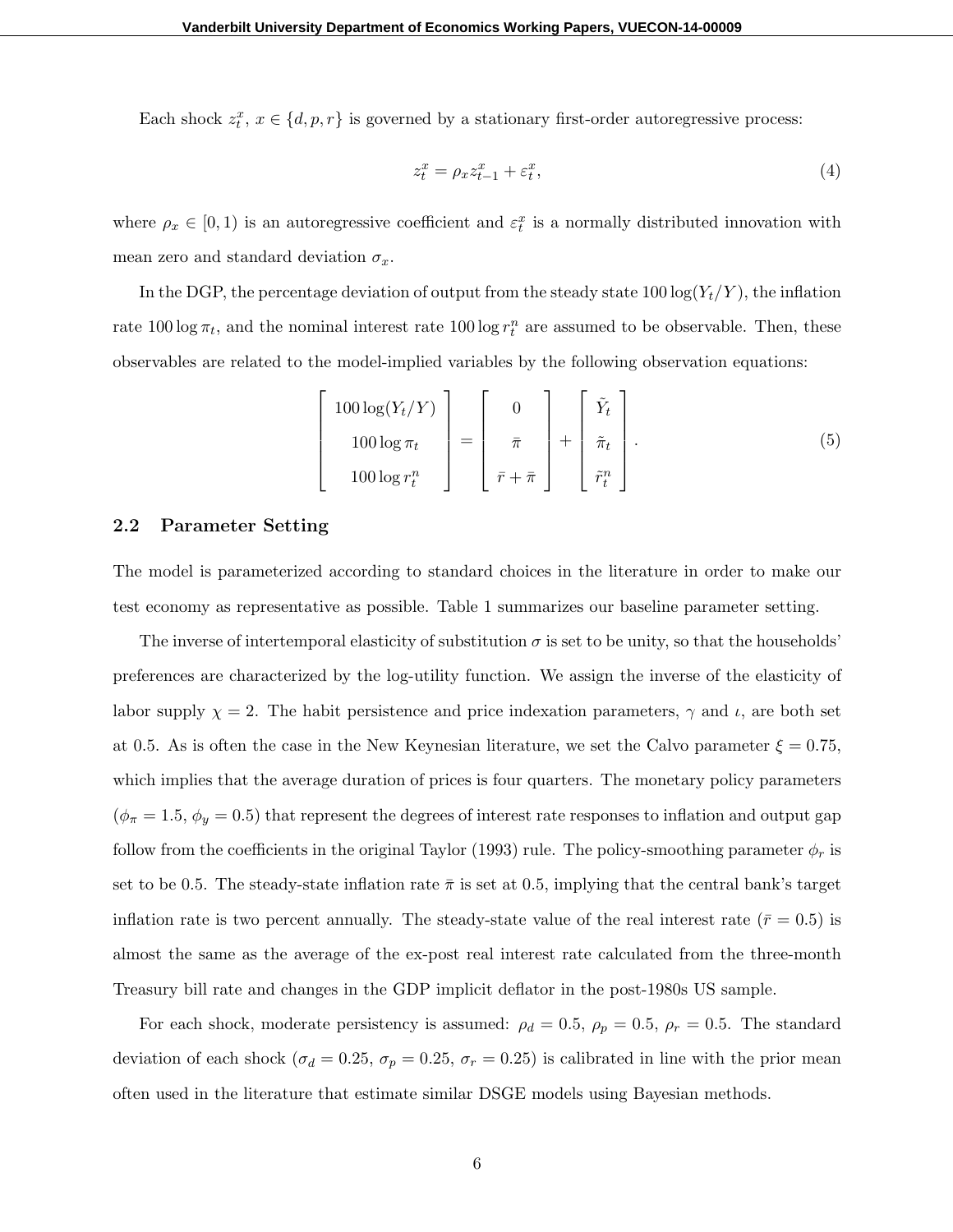Each shock $z_t^x$, $x \in \{d, p, r\}$ is governed by a stationary first-order autoregressive process:

$$z_t^x = \rho_x z_{t-1}^x + \varepsilon_t^x, \tag{4}$$

where $\rho_x \in [0, 1)$ is an autoregressive coefficient and $\varepsilon_t^x$ is a normally distributed innovation with mean zero and standard deviation $\sigma_x$.

In the DGP, the percentage deviation of output from the steady state $100 \log(Y_t/Y)$, the inflation rate $100 \log \pi_t$, and the nominal interest rate $100 \log r_t^n$ are assumed to be observable. Then, these observables are related to the model-implied variables by the following observation equations:

$$\begin{bmatrix} 100 \log(Y_t/Y) \\ 100 \log \pi_t \\ 100 \log r_t^n \end{bmatrix} = \begin{bmatrix} 0 \\ \bar{\pi} \\ \bar{r} + \bar{\pi} \end{bmatrix} + \begin{bmatrix} \tilde{Y}_t \\ \tilde{\pi}_t \\ \tilde{r}_t^n \end{bmatrix}. \tag{5}$$

## 2.2 Parameter Setting

The model is parameterized according to standard choices in the literature in order to make our test economy as representative as possible. Table 1 summarizes our baseline parameter setting.

The inverse of intertemporal elasticity of substitution $\sigma$ is set to be unity, so that the households' preferences are characterized by the log-utility function. We assign the inverse of the elasticity of labor supply $\chi = 2$. The habit persistence and price indexation parameters, $\gamma$ and $\iota$, are both set at 0.5. As is often the case in the New Keynesian literature, we set the Calvo parameter $\xi = 0.75$, which implies that the average duration of prices is four quarters. The monetary policy parameters ($\phi_\pi = 1.5$, $\phi_y = 0.5$) that represent the degrees of interest rate responses to inflation and output gap follow from the coefficients in the original Taylor (1993) rule. The policy-smoothing parameter $\phi_r$ is set to be 0.5. The steady-state inflation rate $\bar{\pi}$ is set at 0.5, implying that the central bank's target inflation rate is two percent annually. The steady-state value of the real interest rate ($\bar{r} = 0.5$) is almost the same as the average of the ex-post real interest rate calculated from the three-month Treasury bill rate and changes in the GDP implicit deflator in the post-1980s US sample.

For each shock, moderate persistency is assumed: $\rho_d = 0.5$, $\rho_p = 0.5$, $\rho_r = 0.5$. The standard deviation of each shock ($\sigma_d = 0.25$, $\sigma_p = 0.25$, $\sigma_r = 0.25$) is calibrated in line with the prior mean often used in the literature that estimate similar DSGE models using Bayesian methods.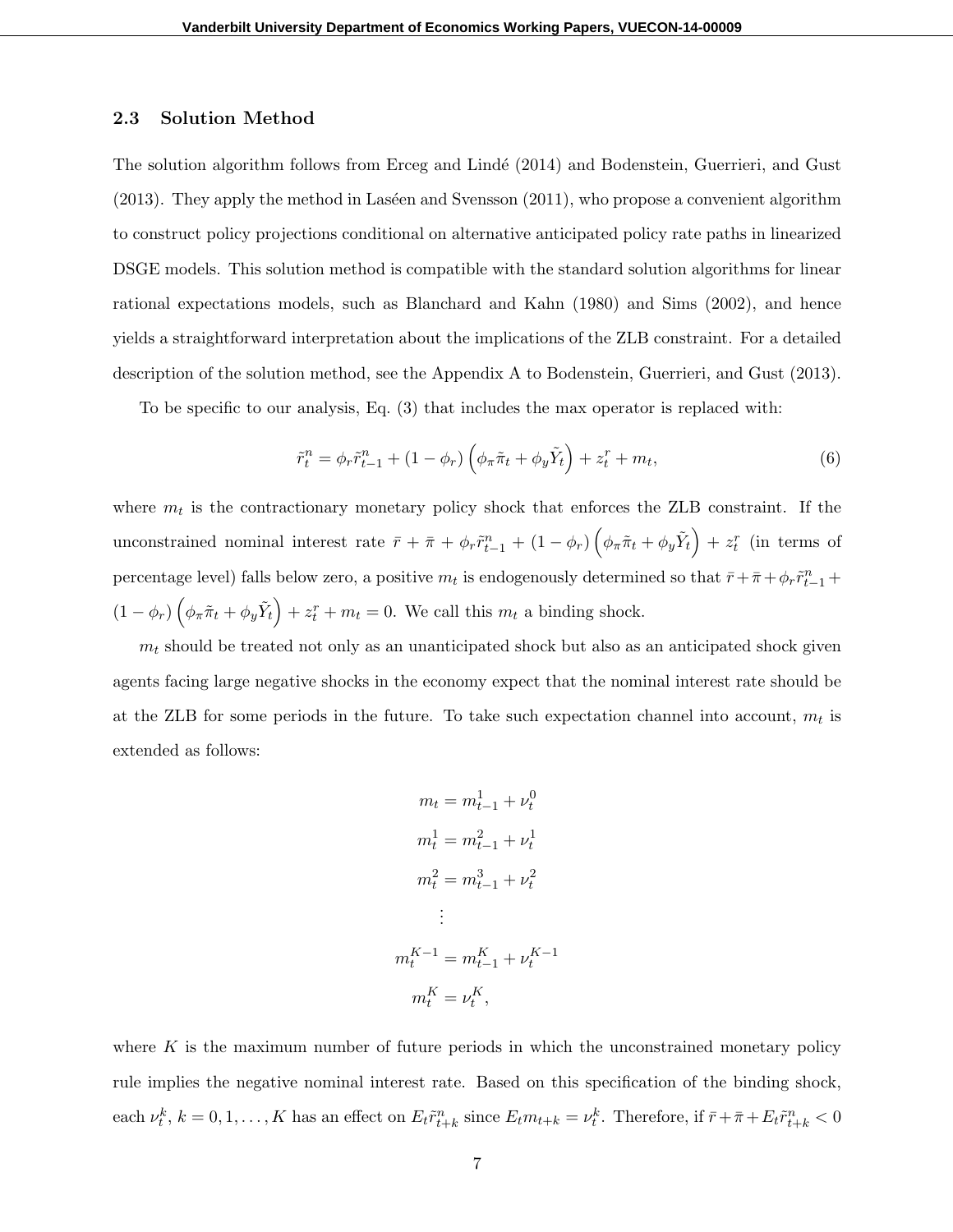### 2.3 Solution Method

The solution algorithm follows from Erceg and Lindé (2014) and Bodenstein, Guerrieri, and Gust (2013). They apply the method in Laséen and Svensson (2011), who propose a convenient algorithm to construct policy projections conditional on alternative anticipated policy rate paths in linearized DSGE models. This solution method is compatible with the standard solution algorithms for linear rational expectations models, such as Blanchard and Kahn (1980) and Sims (2002), and hence yields a straightforward interpretation about the implications of the ZLB constraint. For a detailed description of the solution method, see the Appendix A to Bodenstein, Guerrieri, and Gust (2013).

To be specific to our analysis, Eq. (3) that includes the max operator is replaced with:

$$\tilde{r}_t^n = \phi_r \tilde{r}_{t-1}^n + (1 - \phi_r) \left( \phi_\pi \tilde{\pi}_t + \phi_y \tilde{Y}_t \right) + z_t^r + m_t, \tag{6}$$

where $m_t$ is the contractionary monetary policy shock that enforces the ZLB constraint. If the unconstrained nominal interest rate $\bar{r} + \bar{\pi} + \phi_r \tilde{r}_{t-1}^n + (1 - \phi_r) \left( \phi_\pi \tilde{\pi}_t + \phi_y \tilde{Y}_t \right) + z_t^r$ (in terms of percentage level) falls below zero, a positive $m_t$ is endogenously determined so that $\bar{r} + \bar{\pi} + \phi_r \tilde{r}_{t-1}^n + (1 - \phi_r) \left( \phi_\pi \tilde{\pi}_t + \phi_y \tilde{Y}_t \right) + z_t^r + m_t = 0$. We call this $m_t$ a binding shock.

$m_t$ should be treated not only as an unanticipated shock but also as an anticipated shock given agents facing large negative shocks in the economy expect that the nominal interest rate should be at the ZLB for some periods in the future. To take such expectation channel into account, $m_t$ is extended as follows:

$$
\begin{aligned}
m_t &= m_{t-1}^1 + \nu_t^0 \\
m_t^1 &= m_{t-1}^2 + \nu_t^1 \\
m_t^2 &= m_{t-1}^3 + \nu_t^2 \\
&\vdots \\
m_t^{K-1} &= m_{t-1}^K + \nu_t^{K-1} \\
m_t^K &= \nu_t^K,
\end{aligned}
$$

where $K$ is the maximum number of future periods in which the unconstrained monetary policy rule implies the negative nominal interest rate. Based on this specification of the binding shock, each $\nu_t^k$, $k = 0, 1, \ldots, K$ has an effect on $E_t \tilde{r}_{t+k}^n$ since $E_t m_{t+k} = \nu_t^k$. Therefore, if $\bar{r} + \bar{\pi} + E_t \tilde{r}_{t+k}^n < 0$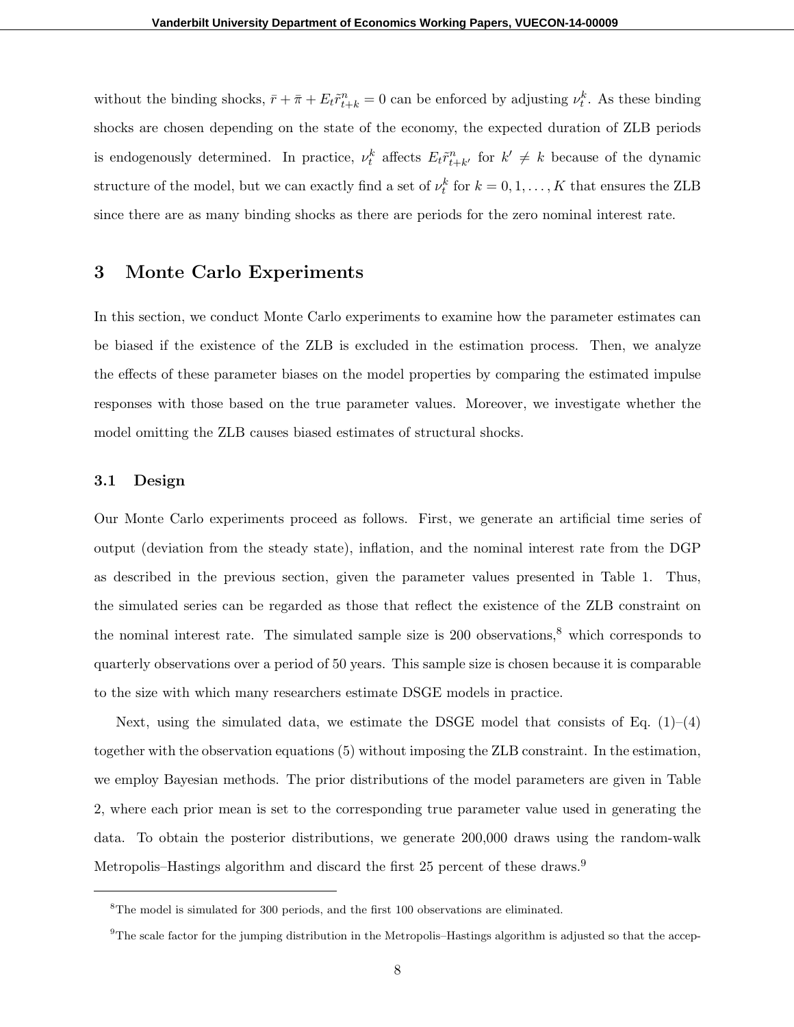without the binding shocks, $\bar{r} + \bar{\pi} + E_t \tilde{r}^n_{t+k} = 0$ can be enforced by adjusting $\nu^k_t$. As these binding shocks are chosen depending on the state of the economy, the expected duration of ZLB periods is endogenously determined. In practice, $\nu^k_t$ affects $E_t \tilde{r}^n_{t+k'}$ for $k' \neq k$ because of the dynamic structure of the model, but we can exactly find a set of $\nu^k_t$ for $k = 0, 1, \ldots, K$ that ensures the ZLB since there are as many binding shocks as there are periods for the zero nominal interest rate.

# 3 Monte Carlo Experiments

In this section, we conduct Monte Carlo experiments to examine how the parameter estimates can be biased if the existence of the ZLB is excluded in the estimation process. Then, we analyze the effects of these parameter biases on the model properties by comparing the estimated impulse responses with those based on the true parameter values. Moreover, we investigate whether the model omitting the ZLB causes biased estimates of structural shocks.

## 3.1 Design

Our Monte Carlo experiments proceed as follows. First, we generate an artificial time series of output (deviation from the steady state), inflation, and the nominal interest rate from the DGP as described in the previous section, given the parameter values presented in Table 1. Thus, the simulated series can be regarded as those that reflect the existence of the ZLB constraint on the nominal interest rate. The simulated sample size is 200 observations,[8] which corresponds to quarterly observations over a period of 50 years. This sample size is chosen because it is comparable to the size with which many researchers estimate DSGE models in practice.

Next, using the simulated data, we estimate the DSGE model that consists of Eq. (1)–(4) together with the observation equations (5) without imposing the ZLB constraint. In the estimation, we employ Bayesian methods. The prior distributions of the model parameters are given in Table 2, where each prior mean is set to the corresponding true parameter value used in generating the data. To obtain the posterior distributions, we generate 200,000 draws using the random-walk Metropolis–Hastings algorithm and discard the first 25 percent of these draws.[9]

[8] The model is simulated for 300 periods, and the first 100 observations are eliminated.

[9] The scale factor for the jumping distribution in the Metropolis–Hastings algorithm is adjusted so that the accep-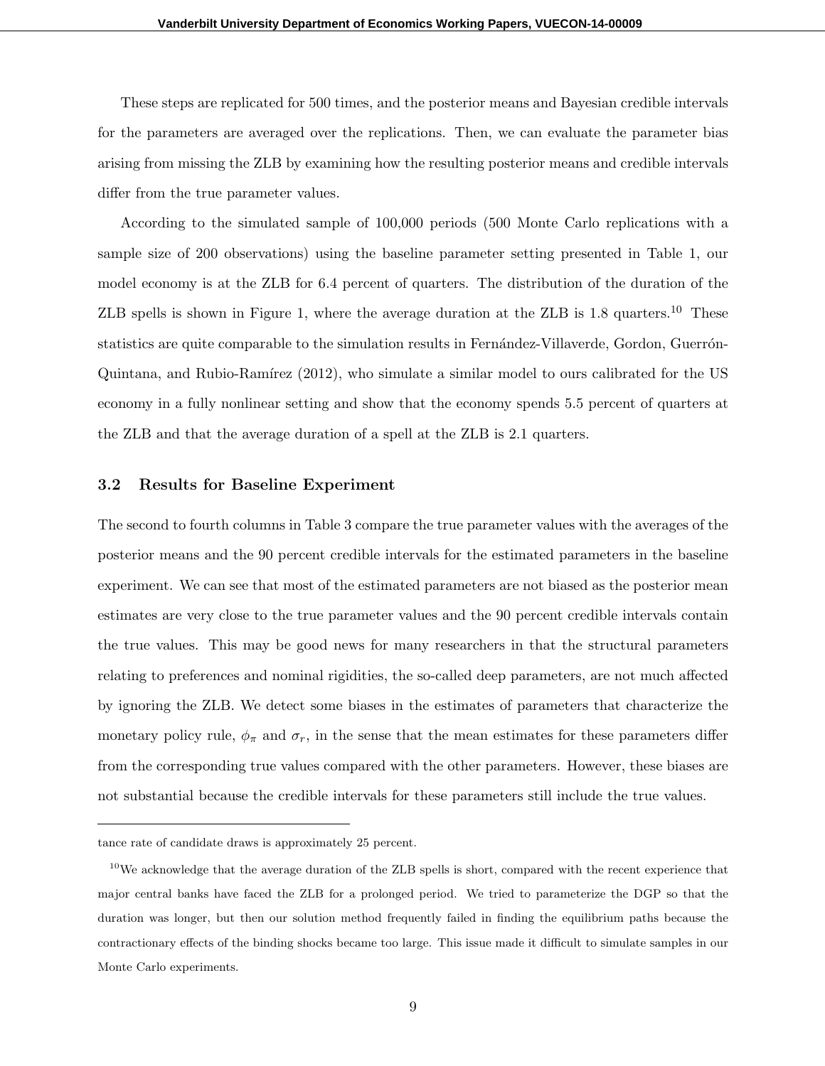These steps are replicated for 500 times, and the posterior means and Bayesian credible intervals for the parameters are averaged over the replications. Then, we can evaluate the parameter bias arising from missing the ZLB by examining how the resulting posterior means and credible intervals differ from the true parameter values.

According to the simulated sample of 100,000 periods (500 Monte Carlo replications with a sample size of 200 observations) using the baseline parameter setting presented in Table 1, our model economy is at the ZLB for 6.4 percent of quarters. The distribution of the duration of the ZLB spells is shown in Figure 1, where the average duration at the ZLB is 1.8 quarters.[10] These statistics are quite comparable to the simulation results in Fernández-Villaverde, Gordon, Guerrón-Quintana, and Rubio-Ramírez (2012), who simulate a similar model to ours calibrated for the US economy in a fully nonlinear setting and show that the economy spends 5.5 percent of quarters at the ZLB and that the average duration of a spell at the ZLB is 2.1 quarters.

### 3.2 Results for Baseline Experiment

The second to fourth columns in Table 3 compare the true parameter values with the averages of the posterior means and the 90 percent credible intervals for the estimated parameters in the baseline experiment. We can see that most of the estimated parameters are not biased as the posterior mean estimates are very close to the true parameter values and the 90 percent credible intervals contain the true values. This may be good news for many researchers in that the structural parameters relating to preferences and nominal rigidities, the so-called deep parameters, are not much affected by ignoring the ZLB. We detect some biases in the estimates of parameters that characterize the monetary policy rule, $\phi_\pi$ and $\sigma_r$, in the sense that the mean estimates for these parameters differ from the corresponding true values compared with the other parameters. However, these biases are not substantial because the credible intervals for these parameters still include the true values.

---

tance rate of candidate draws is approximately 25 percent.

[10] We acknowledge that the average duration of the ZLB spells is short, compared with the recent experience that major central banks have faced the ZLB for a prolonged period. We tried to parameterize the DGP so that the duration was longer, but then our solution method frequently failed in finding the equilibrium paths because the contractionary effects of the binding shocks became too large. This issue made it difficult to simulate samples in our Monte Carlo experiments.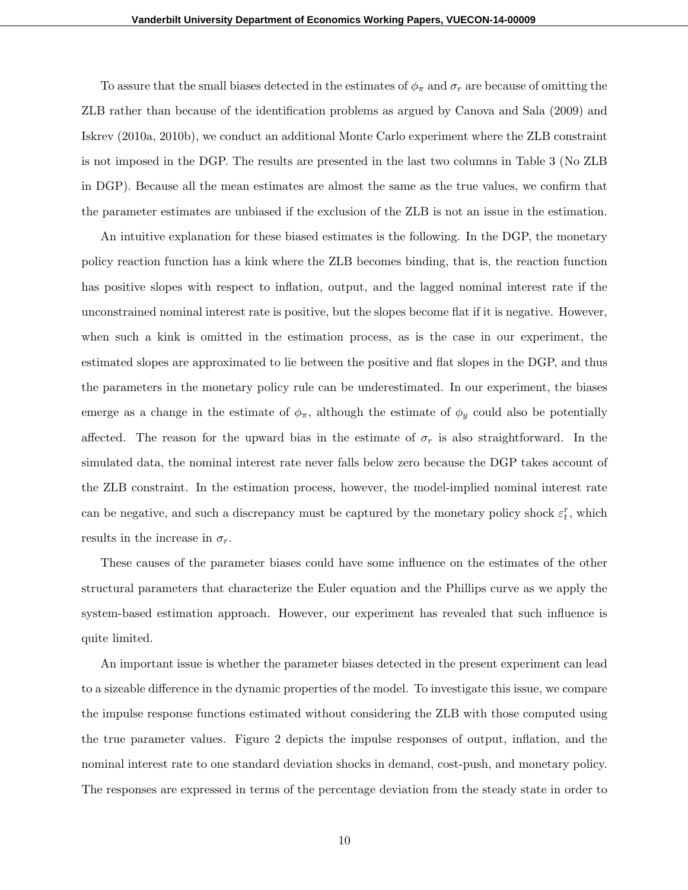To assure that the small biases detected in the estimates of $\phi_\pi$ and $\sigma_r$ are because of omitting the ZLB rather than because of the identification problems as argued by Canova and Sala (2009) and Iskrev (2010a, 2010b), we conduct an additional Monte Carlo experiment where the ZLB constraint is not imposed in the DGP. The results are presented in the last two columns in Table 3 (No ZLB in DGP). Because all the mean estimates are almost the same as the true values, we confirm that the parameter estimates are unbiased if the exclusion of the ZLB is not an issue in the estimation.

An intuitive explanation for these biased estimates is the following. In the DGP, the monetary policy reaction function has a kink where the ZLB becomes binding, that is, the reaction function has positive slopes with respect to inflation, output, and the lagged nominal interest rate if the unconstrained nominal interest rate is positive, but the slopes become flat if it is negative. However, when such a kink is omitted in the estimation process, as is the case in our experiment, the estimated slopes are approximated to lie between the positive and flat slopes in the DGP, and thus the parameters in the monetary policy rule can be underestimated. In our experiment, the biases emerge as a change in the estimate of $\phi_\pi$, although the estimate of $\phi_y$ could also be potentially affected. The reason for the upward bias in the estimate of $\sigma_r$ is also straightforward. In the simulated data, the nominal interest rate never falls below zero because the DGP takes account of the ZLB constraint. In the estimation process, however, the model-implied nominal interest rate can be negative, and such a discrepancy must be captured by the monetary policy shock $\varepsilon_t^r$, which results in the increase in $\sigma_r$.

These causes of the parameter biases could have some influence on the estimates of the other structural parameters that characterize the Euler equation and the Phillips curve as we apply the system-based estimation approach. However, our experiment has revealed that such influence is quite limited.

An important issue is whether the parameter biases detected in the present experiment can lead to a sizeable difference in the dynamic properties of the model. To investigate this issue, we compare the impulse response functions estimated without considering the ZLB with those computed using the true parameter values. Figure 2 depicts the impulse responses of output, inflation, and the nominal interest rate to one standard deviation shocks in demand, cost-push, and monetary policy. The responses are expressed in terms of the percentage deviation from the steady state in order to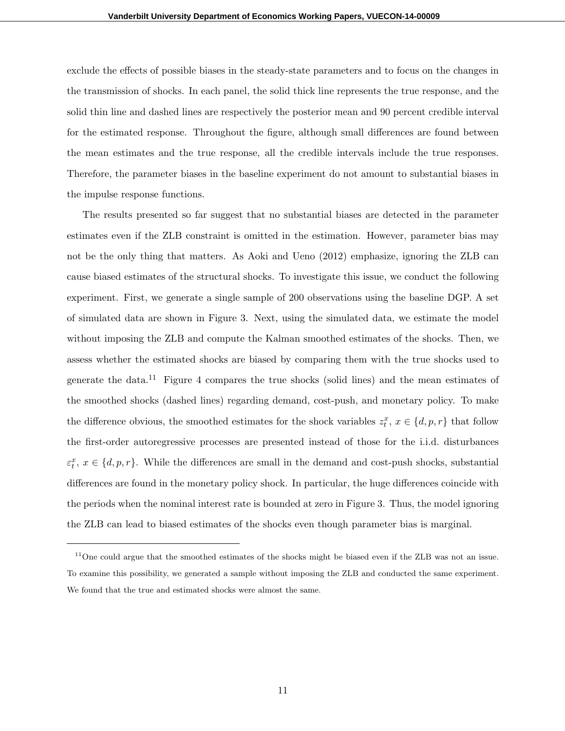exclude the effects of possible biases in the steady-state parameters and to focus on the changes in the transmission of shocks. In each panel, the solid thick line represents the true response, and the solid thin line and dashed lines are respectively the posterior mean and 90 percent credible interval for the estimated response. Throughout the figure, although small differences are found between the mean estimates and the true response, all the credible intervals include the true responses. Therefore, the parameter biases in the baseline experiment do not amount to substantial biases in the impulse response functions.

The results presented so far suggest that no substantial biases are detected in the parameter estimates even if the ZLB constraint is omitted in the estimation. However, parameter bias may not be the only thing that matters. As Aoki and Ueno (2012) emphasize, ignoring the ZLB can cause biased estimates of the structural shocks. To investigate this issue, we conduct the following experiment. First, we generate a single sample of 200 observations using the baseline DGP. A set of simulated data are shown in Figure 3. Next, using the simulated data, we estimate the model without imposing the ZLB and compute the Kalman smoothed estimates of the shocks. Then, we assess whether the estimated shocks are biased by comparing them with the true shocks used to generate the data.[11] Figure 4 compares the true shocks (solid lines) and the mean estimates of the smoothed shocks (dashed lines) regarding demand, cost-push, and monetary policy. To make the difference obvious, the smoothed estimates for the shock variables $z_t^x$, $x \in \{d, p, r\}$ that follow the first-order autoregressive processes are presented instead of those for the i.i.d. disturbances $\varepsilon_t^x$, $x \in \{d, p, r\}$. While the differences are small in the demand and cost-push shocks, substantial differences are found in the monetary policy shock. In particular, the huge differences coincide with the periods when the nominal interest rate is bounded at zero in Figure 3. Thus, the model ignoring the ZLB can lead to biased estimates of the shocks even though parameter bias is marginal.

[11] One could argue that the smoothed estimates of the shocks might be biased even if the ZLB was not an issue. To examine this possibility, we generated a sample without imposing the ZLB and conducted the same experiment. We found that the true and estimated shocks were almost the same.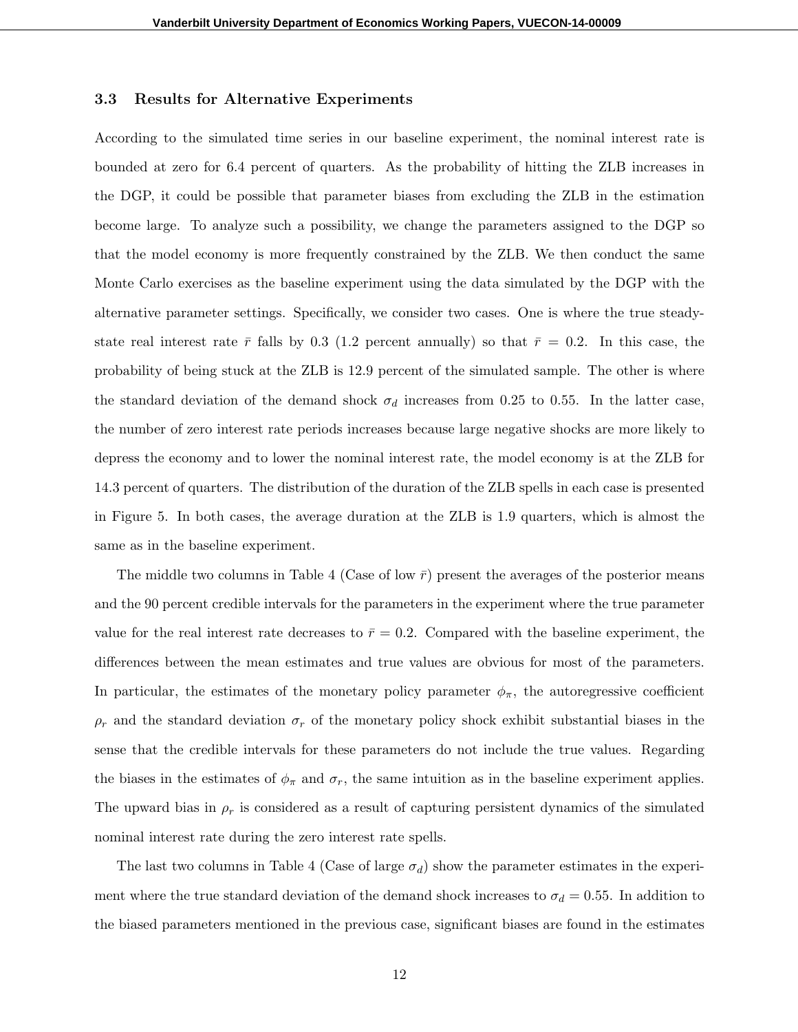### 3.3 Results for Alternative Experiments

According to the simulated time series in our baseline experiment, the nominal interest rate is bounded at zero for 6.4 percent of quarters. As the probability of hitting the ZLB increases in the DGP, it could be possible that parameter biases from excluding the ZLB in the estimation become large. To analyze such a possibility, we change the parameters assigned to the DGP so that the model economy is more frequently constrained by the ZLB. We then conduct the same Monte Carlo exercises as the baseline experiment using the data simulated by the DGP with the alternative parameter settings. Specifically, we consider two cases. One is where the true steady-state real interest rate $\bar{r}$ falls by 0.3 (1.2 percent annually) so that $\bar{r} = 0.2$. In this case, the probability of being stuck at the ZLB is 12.9 percent of the simulated sample. The other is where the standard deviation of the demand shock $\sigma_d$ increases from 0.25 to 0.55. In the latter case, the number of zero interest rate periods increases because large negative shocks are more likely to depress the economy and to lower the nominal interest rate, the model economy is at the ZLB for 14.3 percent of quarters. The distribution of the duration of the ZLB spells in each case is presented in Figure 5. In both cases, the average duration at the ZLB is 1.9 quarters, which is almost the same as in the baseline experiment.

The middle two columns in Table 4 (Case of low $\bar{r}$) present the averages of the posterior means and the 90 percent credible intervals for the parameters in the experiment where the true parameter value for the real interest rate decreases to $\bar{r} = 0.2$. Compared with the baseline experiment, the differences between the mean estimates and true values are obvious for most of the parameters. In particular, the estimates of the monetary policy parameter $\phi_\pi$, the autoregressive coefficient $\rho_r$ and the standard deviation $\sigma_r$ of the monetary policy shock exhibit substantial biases in the sense that the credible intervals for these parameters do not include the true values. Regarding the biases in the estimates of $\phi_\pi$ and $\sigma_r$, the same intuition as in the baseline experiment applies. The upward bias in $\rho_r$ is considered as a result of capturing persistent dynamics of the simulated nominal interest rate during the zero interest rate spells.

The last two columns in Table 4 (Case of large $\sigma_d$) show the parameter estimates in the experiment where the true standard deviation of the demand shock increases to $\sigma_d = 0.55$. In addition to the biased parameters mentioned in the previous case, significant biases are found in the estimates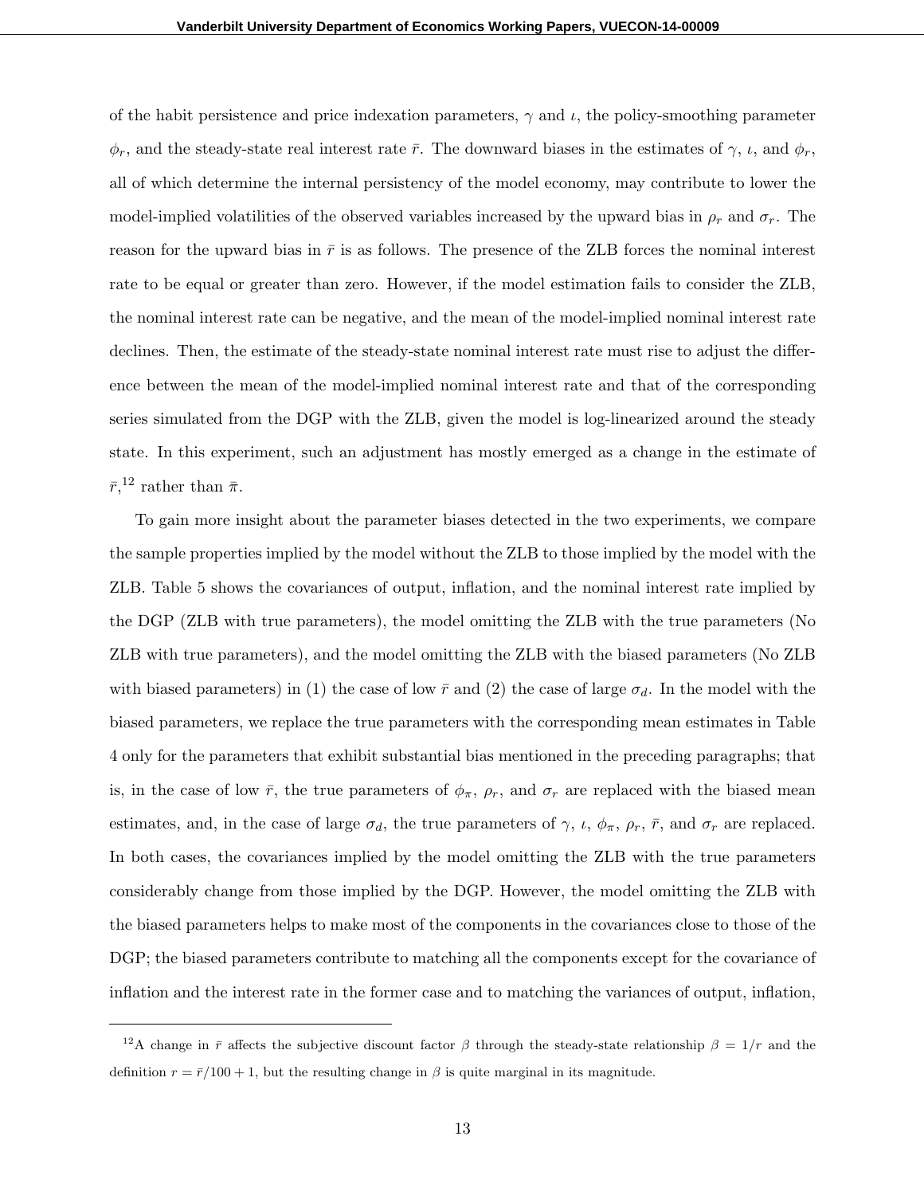of the habit persistence and price indexation parameters, $\gamma$ and $\iota$, the policy-smoothing parameter $\phi_r$, and the steady-state real interest rate $\bar{r}$. The downward biases in the estimates of $\gamma$, $\iota$, and $\phi_r$, all of which determine the internal persistency of the model economy, may contribute to lower the model-implied volatilities of the observed variables increased by the upward bias in $\rho_r$ and $\sigma_r$. The reason for the upward bias in $\bar{r}$ is as follows. The presence of the ZLB forces the nominal interest rate to be equal or greater than zero. However, if the model estimation fails to consider the ZLB, the nominal interest rate can be negative, and the mean of the model-implied nominal interest rate declines. Then, the estimate of the steady-state nominal interest rate must rise to adjust the difference between the mean of the model-implied nominal interest rate and that of the corresponding series simulated from the DGP with the ZLB, given the model is log-linearized around the steady state. In this experiment, such an adjustment has mostly emerged as a change in the estimate of $\bar{r}$,[12] rather than $\bar{\pi}$.

To gain more insight about the parameter biases detected in the two experiments, we compare the sample properties implied by the model without the ZLB to those implied by the model with the ZLB. Table 5 shows the covariances of output, inflation, and the nominal interest rate implied by the DGP (ZLB with true parameters), the model omitting the ZLB with the true parameters (No ZLB with true parameters), and the model omitting the ZLB with the biased parameters (No ZLB with biased parameters) in (1) the case of low $\bar{r}$ and (2) the case of large $\sigma_d$. In the model with the biased parameters, we replace the true parameters with the corresponding mean estimates in Table 4 only for the parameters that exhibit substantial bias mentioned in the preceding paragraphs; that is, in the case of low $\bar{r}$, the true parameters of $\phi_\pi$, $\rho_r$, and $\sigma_r$ are replaced with the biased mean estimates, and, in the case of large $\sigma_d$, the true parameters of $\gamma$, $\iota$, $\phi_\pi$, $\rho_r$, $\bar{r}$, and $\sigma_r$ are replaced. In both cases, the covariances implied by the model omitting the ZLB with the true parameters considerably change from those implied by the DGP. However, the model omitting the ZLB with the biased parameters helps to make most of the components in the covariances close to those of the DGP; the biased parameters contribute to matching all the components except for the covariance of inflation and the interest rate in the former case and to matching the variances of output, inflation,

[12] A change in $\bar{r}$ affects the subjective discount factor $\beta$ through the steady-state relationship $\beta = 1/r$ and the definition $r = \bar{r}/100 + 1$, but the resulting change in $\beta$ is quite marginal in its magnitude.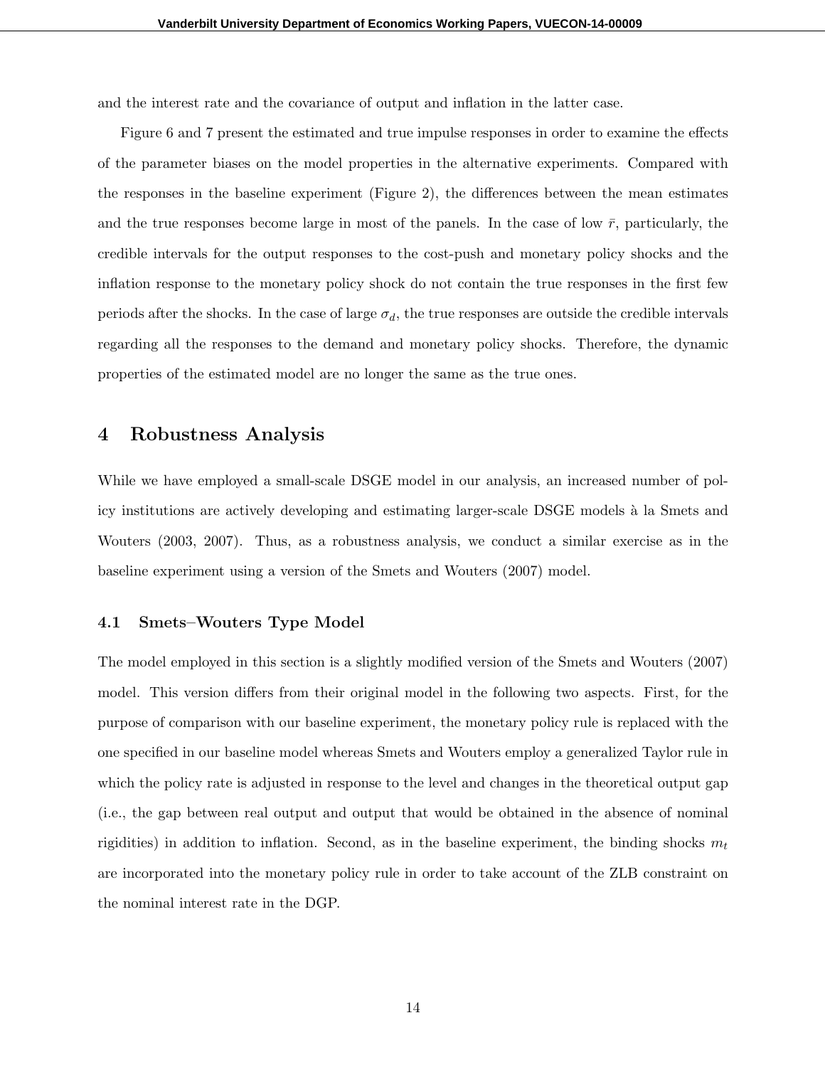and the interest rate and the covariance of output and inflation in the latter case.

Figure 6 and 7 present the estimated and true impulse responses in order to examine the effects of the parameter biases on the model properties in the alternative experiments. Compared with the responses in the baseline experiment (Figure 2), the differences between the mean estimates and the true responses become large in most of the panels. In the case of low $\bar{r}$, particularly, the credible intervals for the output responses to the cost-push and monetary policy shocks and the inflation response to the monetary policy shock do not contain the true responses in the first few periods after the shocks. In the case of large $\sigma_d$, the true responses are outside the credible intervals regarding all the responses to the demand and monetary policy shocks. Therefore, the dynamic properties of the estimated model are no longer the same as the true ones.

## 4 Robustness Analysis

While we have employed a small-scale DSGE model in our analysis, an increased number of policy institutions are actively developing and estimating larger-scale DSGE models à la Smets and Wouters (2003, 2007). Thus, as a robustness analysis, we conduct a similar exercise as in the baseline experiment using a version of the Smets and Wouters (2007) model.

### 4.1 Smets–Wouters Type Model

The model employed in this section is a slightly modified version of the Smets and Wouters (2007) model. This version differs from their original model in the following two aspects. First, for the purpose of comparison with our baseline experiment, the monetary policy rule is replaced with the one specified in our baseline model whereas Smets and Wouters employ a generalized Taylor rule in which the policy rate is adjusted in response to the level and changes in the theoretical output gap (i.e., the gap between real output and output that would be obtained in the absence of nominal rigidities) in addition to inflation. Second, as in the baseline experiment, the binding shocks $m_t$ are incorporated into the monetary policy rule in order to take account of the ZLB constraint on the nominal interest rate in the DGP.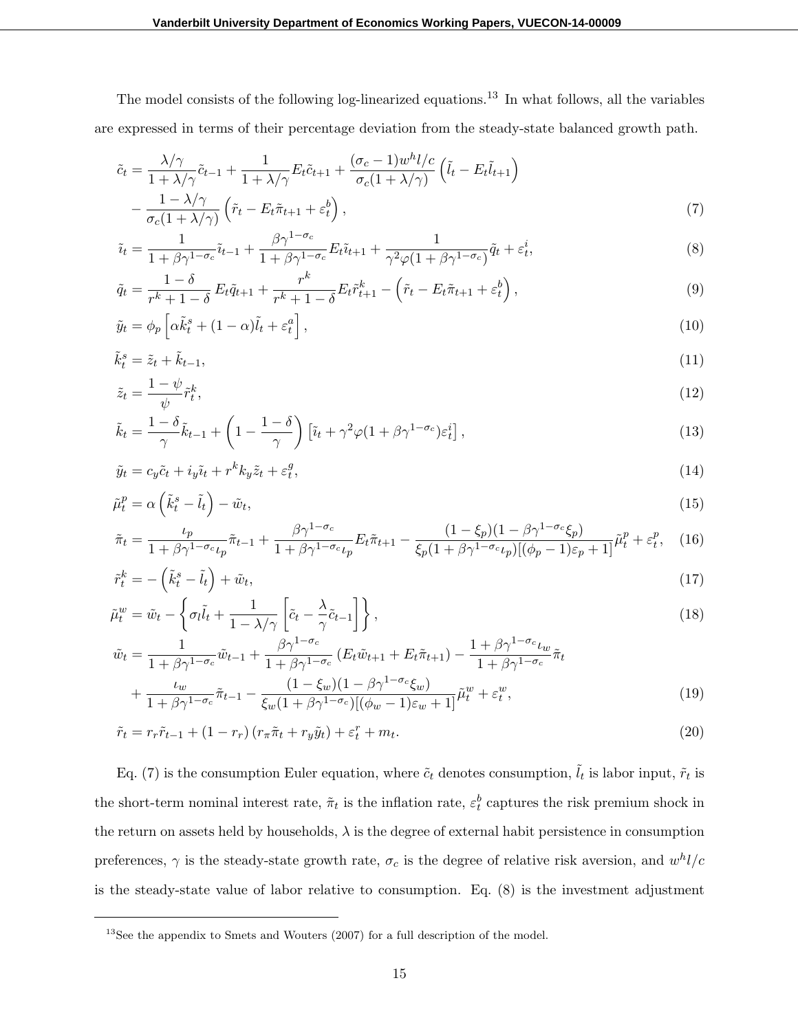The model consists of the following log-linearized equations.[13] In what follows, all the variables are expressed in terms of their percentage deviation from the steady-state balanced growth path.

$$
\begin{aligned}
\tilde{c}_t = &\frac{\lambda/\gamma}{1+\lambda/\gamma}\tilde{c}_{t-1} + \frac{1}{1+\lambda/\gamma}E_t\tilde{c}_{t+1} + \frac{(\sigma_c - 1)w^h l/c}{\sigma_c(1+\lambda/\gamma)}\left(\tilde{l}_t - E_t\tilde{l}_{t+1}\right) \\
&- \frac{1-\lambda/\gamma}{\sigma_c(1+\lambda/\gamma)}\left(\tilde{r}_t - E_t\tilde{\pi}_{t+1} + \varepsilon_t^b\right),
\end{aligned} \tag{7}
$$

$$
\tilde{\imath}_t = \frac{1}{1+\beta\gamma^{1-\sigma_c}}\tilde{\imath}_{t-1} + \frac{\beta\gamma^{1-\sigma_c}}{1+\beta\gamma^{1-\sigma_c}}E_t\tilde{\imath}_{t+1} + \frac{1}{\gamma^2\varphi(1+\beta\gamma^{1-\sigma_c})}\tilde{q}_t + \varepsilon_t^i, \tag{8}
$$

$$
\tilde{q}_t = \frac{1-\delta}{r^k+1-\delta}E_t\tilde{q}_{t+1} + \frac{r^k}{r^k+1-\delta}E_t\tilde{r}_{t+1}^k - \left(\tilde{r}_t - E_t\tilde{\pi}_{t+1} + \varepsilon_t^b\right), \tag{9}
$$

$$
\tilde{y}_t = \phi_p\left[\alpha\tilde{k}_t^s + (1-\alpha)\tilde{l}_t + \varepsilon_t^a\right], \tag{10}
$$

$$
\tilde{k}_t^s = \tilde{z}_t + \tilde{k}_{t-1}, \tag{11}
$$

$$
\tilde{z}_t = \frac{1-\psi}{\psi}\tilde{r}_t^k, \tag{12}
$$

$$
\tilde{k}_t = \frac{1-\delta}{\gamma}\tilde{k}_{t-1} + \left(1 - \frac{1-\delta}{\gamma}\right)\left[\tilde{\imath}_t + \gamma^2\varphi(1+\beta\gamma^{1-\sigma_c})\varepsilon_t^i\right], \tag{13}
$$

$$
\tilde{y}_t = c_y\tilde{c}_t + i_y\tilde{\imath}_t + r^k k_y\tilde{z}_t + \varepsilon_t^g, \tag{14}
$$

$$
\tilde{\mu}_t^p = \alpha\left(\tilde{k}_t^s - \tilde{l}_t\right) - \tilde{w}_t, \tag{15}
$$

$$
\tilde{\pi}_t = \frac{\iota_p}{1+\beta\gamma^{1-\sigma_c}\iota_p}\tilde{\pi}_{t-1} + \frac{\beta\gamma^{1-\sigma_c}}{1+\beta\gamma^{1-\sigma_c}\iota_p}E_t\tilde{\pi}_{t+1} - \frac{(1-\xi_p)(1-\beta\gamma^{1-\sigma_c}\xi_p)}{\xi_p(1+\beta\gamma^{1-\sigma_c}\iota_p)[(\phi_p-1)\varepsilon_p+1]}\tilde{\mu}_t^p + \varepsilon_t^p, \tag{16}
$$

$$
\tilde{r}_t^k = -\left(\tilde{k}_t^s - \tilde{l}_t\right) + \tilde{w}_t, \tag{17}
$$

$$
\tilde{\mu}_t^w = \tilde{w}_t - \left\{\sigma_l\tilde{l}_t + \frac{1}{1-\lambda/\gamma}\left[\tilde{c}_t - \frac{\lambda}{\gamma}\tilde{c}_{t-1}\right]\right\}, \tag{18}
$$

$$
\begin{aligned}
\tilde{w}_t = &\frac{1}{1+\beta\gamma^{1-\sigma_c}}\tilde{w}_{t-1} + \frac{\beta\gamma^{1-\sigma_c}}{1+\beta\gamma^{1-\sigma_c}}\left(E_t\tilde{w}_{t+1} + E_t\tilde{\pi}_{t+1}\right) - \frac{1+\beta\gamma^{1-\sigma_c}\iota_w}{1+\beta\gamma^{1-\sigma_c}}\tilde{\pi}_t \\
&+ \frac{\iota_w}{1+\beta\gamma^{1-\sigma_c}}\tilde{\pi}_{t-1} - \frac{(1-\xi_w)(1-\beta\gamma^{1-\sigma_c}\xi_w)}{\xi_w(1+\beta\gamma^{1-\sigma_c})[(\phi_w-1)\varepsilon_w+1]}\tilde{\mu}_t^w + \varepsilon_t^w,
\end{aligned} \tag{19}
$$

$$
\tilde{r}_t = r_r\tilde{r}_{t-1} + (1-r_r)\left(r_\pi\tilde{\pi}_t + r_y\tilde{y}_t\right) + \varepsilon_t^r + m_t. \tag{20}
$$

Eq. (7) is the consumption Euler equation, where $\tilde{c}_t$ denotes consumption, $\tilde{l}_t$ is labor input, $\tilde{r}_t$ is the short-term nominal interest rate, $\tilde{\pi}_t$ is the inflation rate, $\varepsilon_t^b$ captures the risk premium shock in the return on assets held by households, $\lambda$ is the degree of external habit persistence in consumption preferences, $\gamma$ is the steady-state growth rate, $\sigma_c$ is the degree of relative risk aversion, and $w^h l/c$ is the steady-state value of labor relative to consumption. Eq. (8) is the investment adjustment

[13] See the appendix to Smets and Wouters (2007) for a full description of the model.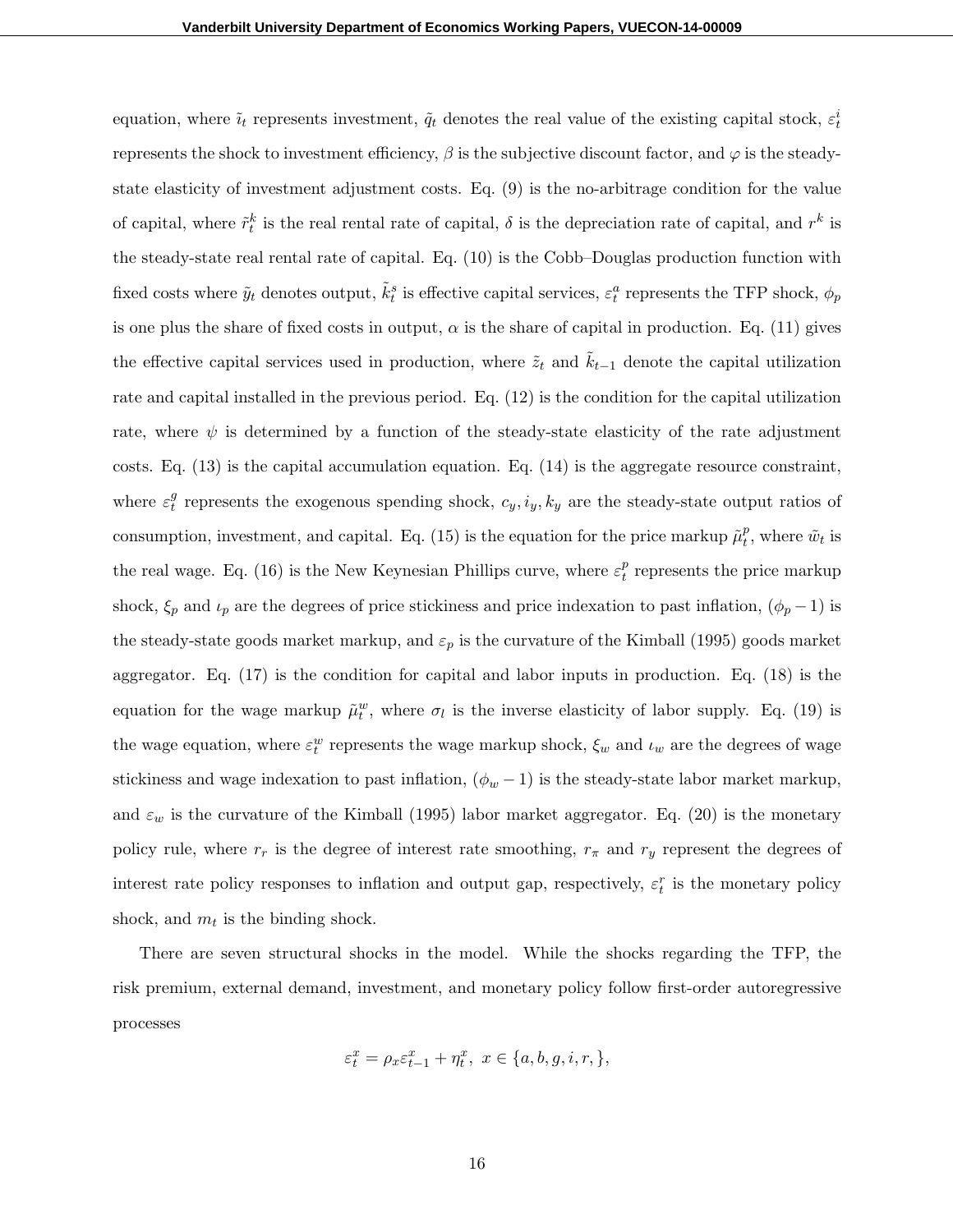equation, where $\tilde{\imath}_t$ represents investment, $\tilde{q}_t$ denotes the real value of the existing capital stock, $\varepsilon_t^i$ represents the shock to investment efficiency, $\beta$ is the subjective discount factor, and $\varphi$ is the steady-state elasticity of investment adjustment costs. Eq. (9) is the no-arbitrage condition for the value of capital, where $\tilde{r}_t^k$ is the real rental rate of capital, $\delta$ is the depreciation rate of capital, and $r^k$ is the steady-state real rental rate of capital. Eq. (10) is the Cobb–Douglas production function with fixed costs where $\tilde{y}_t$ denotes output, $\tilde{k}_t^s$ is effective capital services, $\varepsilon_t^a$ represents the TFP shock, $\phi_p$ is one plus the share of fixed costs in output, $\alpha$ is the share of capital in production. Eq. (11) gives the effective capital services used in production, where $\tilde{z}_t$ and $\tilde{k}_{t-1}$ denote the capital utilization rate and capital installed in the previous period. Eq. (12) is the condition for the capital utilization rate, where $\psi$ is determined by a function of the steady-state elasticity of the rate adjustment costs. Eq. (13) is the capital accumulation equation. Eq. (14) is the aggregate resource constraint, where $\varepsilon_t^g$ represents the exogenous spending shock, $c_y, i_y, k_y$ are the steady-state output ratios of consumption, investment, and capital. Eq. (15) is the equation for the price markup $\tilde{\mu}_t^p$, where $\tilde{w}_t$ is the real wage. Eq. (16) is the New Keynesian Phillips curve, where $\varepsilon_t^p$ represents the price markup shock, $\xi_p$ and $\iota_p$ are the degrees of price stickiness and price indexation to past inflation, $(\phi_p - 1)$ is the steady-state goods market markup, and $\varepsilon_p$ is the curvature of the Kimball (1995) goods market aggregator. Eq. (17) is the condition for capital and labor inputs in production. Eq. (18) is the equation for the wage markup $\tilde{\mu}_t^w$, where $\sigma_l$ is the inverse elasticity of labor supply. Eq. (19) is the wage equation, where $\varepsilon_t^w$ represents the wage markup shock, $\xi_w$ and $\iota_w$ are the degrees of wage stickiness and wage indexation to past inflation, $(\phi_w - 1)$ is the steady-state labor market markup, and $\varepsilon_w$ is the curvature of the Kimball (1995) labor market aggregator. Eq. (20) is the monetary policy rule, where $r_r$ is the degree of interest rate smoothing, $r_\pi$ and $r_y$ represent the degrees of interest rate policy responses to inflation and output gap, respectively, $\varepsilon_t^r$ is the monetary policy shock, and $m_t$ is the binding shock.

There are seven structural shocks in the model. While the shocks regarding the TFP, the risk premium, external demand, investment, and monetary policy follow first-order autoregressive processes

$$\varepsilon_t^x = \rho_x \varepsilon_{t-1}^x + \eta_t^x, \; x \in \{a, b, g, i, r, \},$$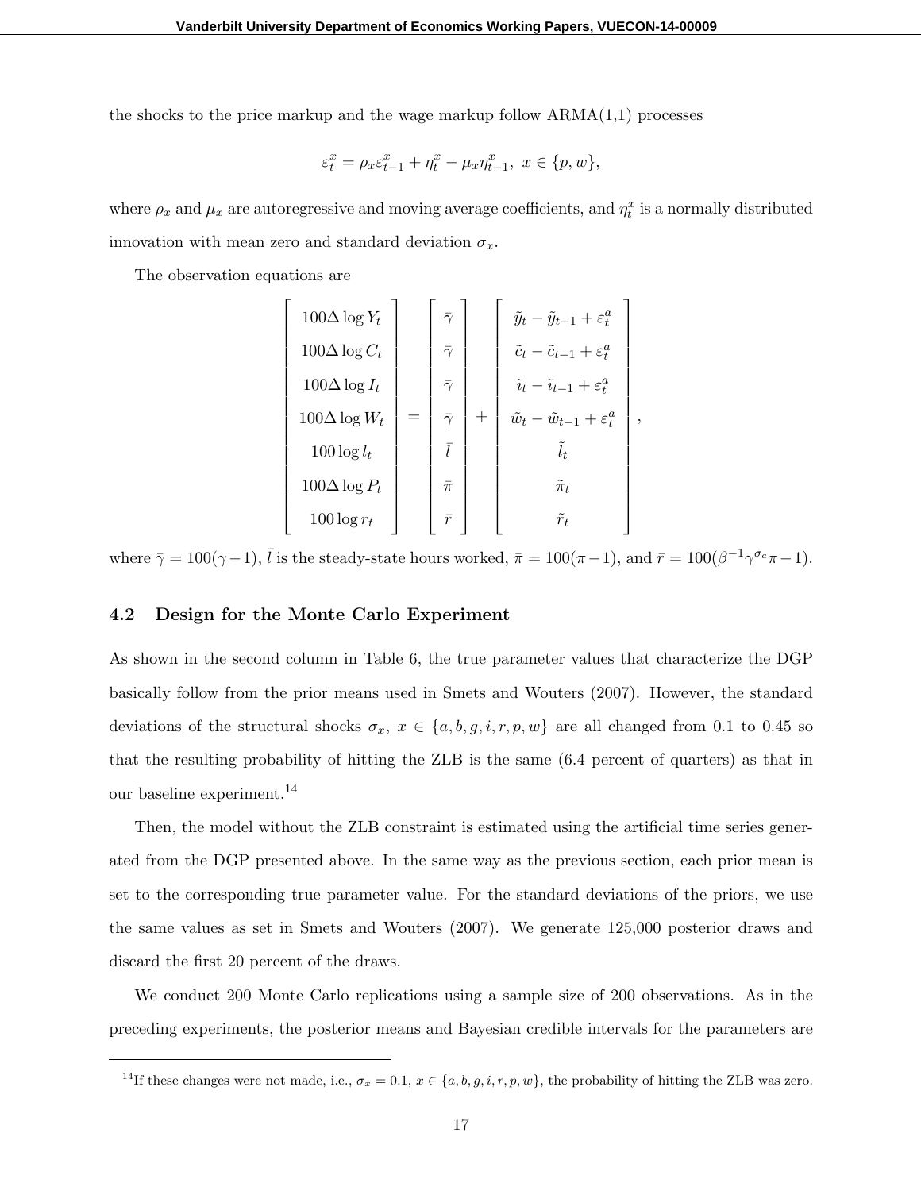the shocks to the price markup and the wage markup follow ARMA(1,1) processes

$$\varepsilon_t^x = \rho_x \varepsilon_{t-1}^x + \eta_t^x - \mu_x \eta_{t-1}^x, \; x \in \{p, w\},$$

where $\rho_x$ and $\mu_x$ are autoregressive and moving average coefficients, and $\eta_t^x$ is a normally distributed innovation with mean zero and standard deviation $\sigma_x$.

The observation equations are

$$\begin{bmatrix} 100\Delta \log Y_t \\ 100\Delta \log C_t \\ 100\Delta \log I_t \\ 100\Delta \log W_t \\ 100 \log l_t \\ 100\Delta \log P_t \\ 100 \log r_t \end{bmatrix} = \begin{bmatrix} \bar{\gamma} \\ \bar{\gamma} \\ \bar{\gamma} \\ \bar{\gamma} \\ \bar{l} \\ \bar{\pi} \\ \bar{r} \end{bmatrix} + \begin{bmatrix} \tilde{y}_t - \tilde{y}_{t-1} + \varepsilon_t^a \\ \tilde{c}_t - \tilde{c}_{t-1} + \varepsilon_t^a \\ \tilde{\imath}_t - \tilde{\imath}_{t-1} + \varepsilon_t^a \\ \tilde{w}_t - \tilde{w}_{t-1} + \varepsilon_t^a \\ \tilde{l}_t \\ \tilde{\pi}_t \\ \tilde{r}_t \end{bmatrix},$$

where $\bar{\gamma} = 100(\gamma - 1)$, $\bar{l}$ is the steady-state hours worked, $\bar{\pi} = 100(\pi - 1)$, and $\bar{r} = 100(\beta^{-1}\gamma^{\sigma_c}\pi - 1)$.

### 4.2 Design for the Monte Carlo Experiment

As shown in the second column in Table 6, the true parameter values that characterize the DGP basically follow from the prior means used in Smets and Wouters (2007). However, the standard deviations of the structural shocks $\sigma_x$, $x \in \{a, b, g, i, r, p, w\}$ are all changed from 0.1 to 0.45 so that the resulting probability of hitting the ZLB is the same (6.4 percent of quarters) as that in our baseline experiment.[14]

Then, the model without the ZLB constraint is estimated using the artificial time series generated from the DGP presented above. In the same way as the previous section, each prior mean is set to the corresponding true parameter value. For the standard deviations of the priors, we use the same values as set in Smets and Wouters (2007). We generate 125,000 posterior draws and discard the first 20 percent of the draws.

We conduct 200 Monte Carlo replications using a sample size of 200 observations. As in the preceding experiments, the posterior means and Bayesian credible intervals for the parameters are

[14]If these changes were not made, i.e., $\sigma_x = 0.1$, $x \in \{a, b, g, i, r, p, w\}$, the probability of hitting the ZLB was zero.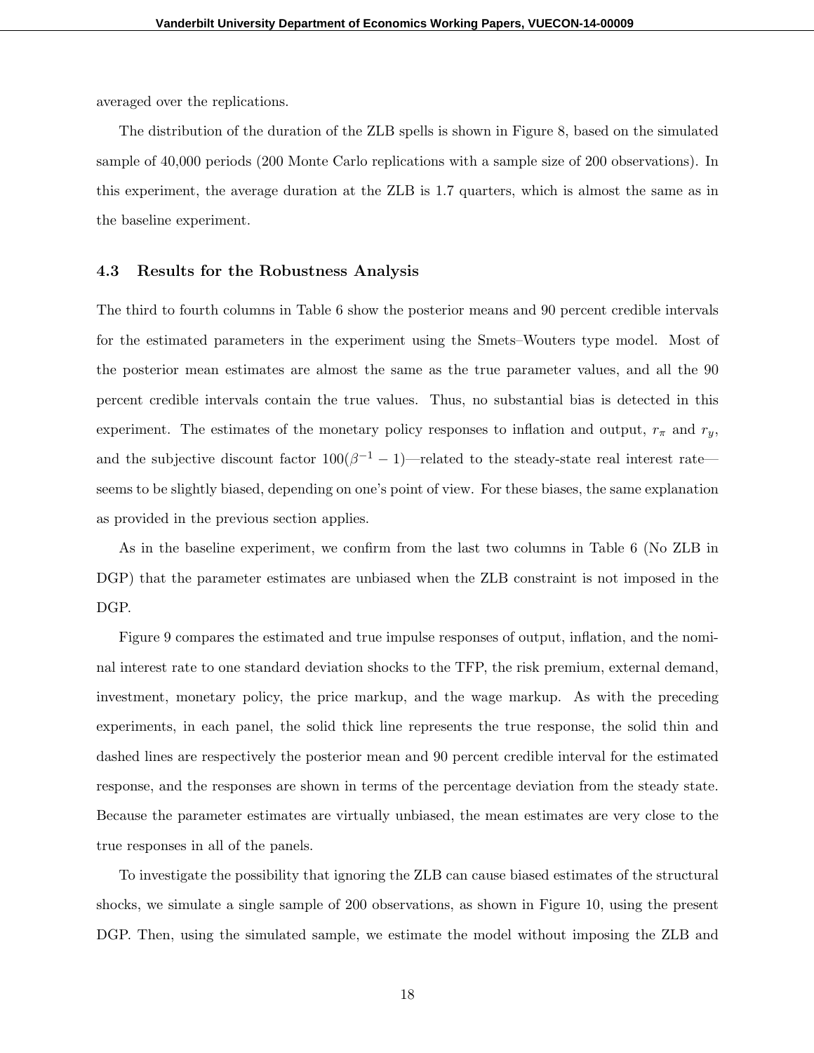averaged over the replications.

The distribution of the duration of the ZLB spells is shown in Figure 8, based on the simulated sample of 40,000 periods (200 Monte Carlo replications with a sample size of 200 observations). In this experiment, the average duration at the ZLB is 1.7 quarters, which is almost the same as in the baseline experiment.

### 4.3 Results for the Robustness Analysis

The third to fourth columns in Table 6 show the posterior means and 90 percent credible intervals for the estimated parameters in the experiment using the Smets–Wouters type model. Most of the posterior mean estimates are almost the same as the true parameter values, and all the 90 percent credible intervals contain the true values. Thus, no substantial bias is detected in this experiment. The estimates of the monetary policy responses to inflation and output, $r_\pi$ and $r_y$, and the subjective discount factor $100(\beta^{-1} - 1)$—related to the steady-state real interest rate—seems to be slightly biased, depending on one's point of view. For these biases, the same explanation as provided in the previous section applies.

As in the baseline experiment, we confirm from the last two columns in Table 6 (No ZLB in DGP) that the parameter estimates are unbiased when the ZLB constraint is not imposed in the DGP.

Figure 9 compares the estimated and true impulse responses of output, inflation, and the nominal interest rate to one standard deviation shocks to the TFP, the risk premium, external demand, investment, monetary policy, the price markup, and the wage markup. As with the preceding experiments, in each panel, the solid thick line represents the true response, the solid thin and dashed lines are respectively the posterior mean and 90 percent credible interval for the estimated response, and the responses are shown in terms of the percentage deviation from the steady state. Because the parameter estimates are virtually unbiased, the mean estimates are very close to the true responses in all of the panels.

To investigate the possibility that ignoring the ZLB can cause biased estimates of the structural shocks, we simulate a single sample of 200 observations, as shown in Figure 10, using the present DGP. Then, using the simulated sample, we estimate the model without imposing the ZLB and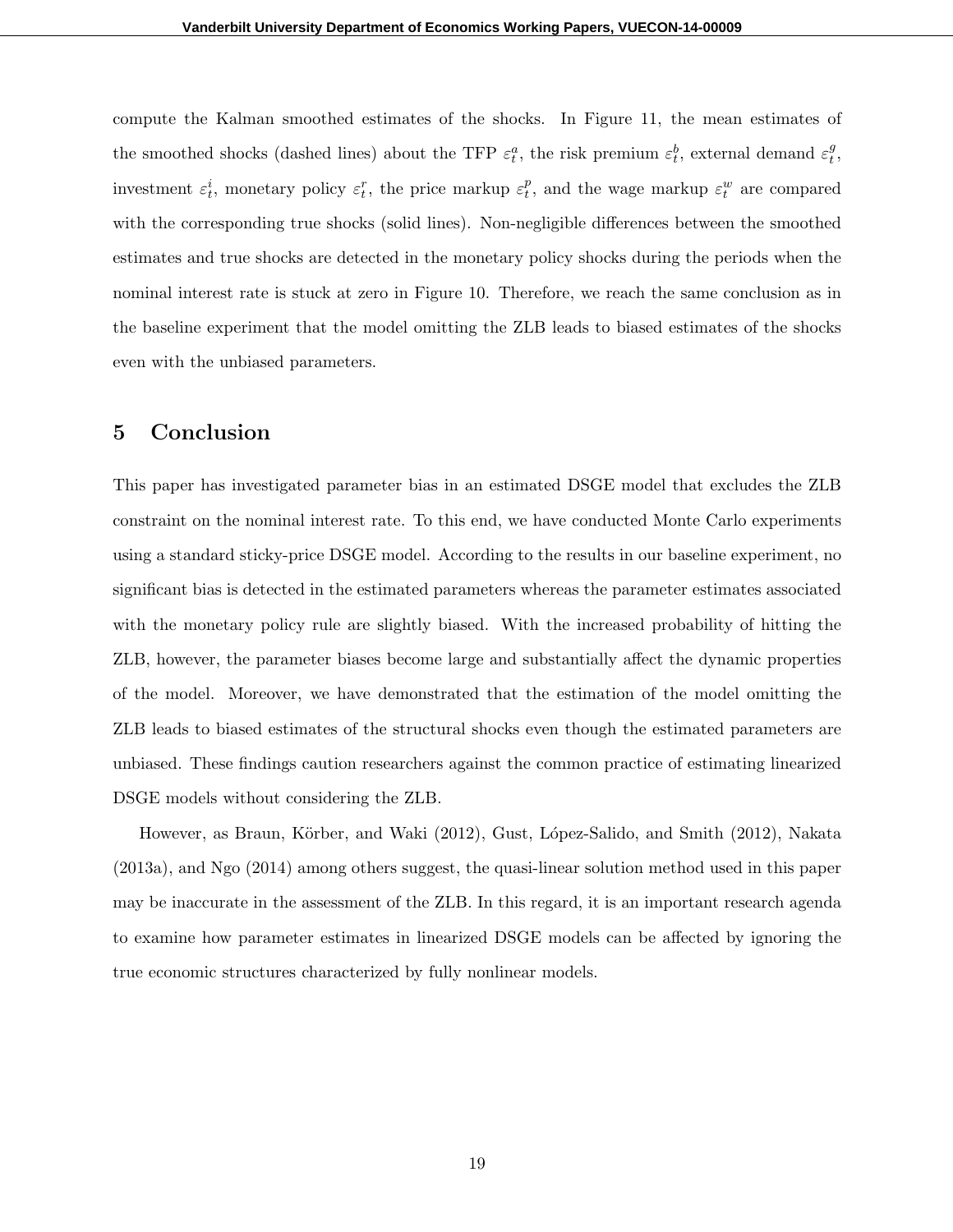compute the Kalman smoothed estimates of the shocks. In Figure 11, the mean estimates of the smoothed shocks (dashed lines) about the TFP $\varepsilon_t^a$, the risk premium $\varepsilon_t^b$, external demand $\varepsilon_t^g$, investment $\varepsilon_t^i$, monetary policy $\varepsilon_t^r$, the price markup $\varepsilon_t^p$, and the wage markup $\varepsilon_t^w$ are compared with the corresponding true shocks (solid lines). Non-negligible differences between the smoothed estimates and true shocks are detected in the monetary policy shocks during the periods when the nominal interest rate is stuck at zero in Figure 10. Therefore, we reach the same conclusion as in the baseline experiment that the model omitting the ZLB leads to biased estimates of the shocks even with the unbiased parameters.

## 5 Conclusion

This paper has investigated parameter bias in an estimated DSGE model that excludes the ZLB constraint on the nominal interest rate. To this end, we have conducted Monte Carlo experiments using a standard sticky-price DSGE model. According to the results in our baseline experiment, no significant bias is detected in the estimated parameters whereas the parameter estimates associated with the monetary policy rule are slightly biased. With the increased probability of hitting the ZLB, however, the parameter biases become large and substantially affect the dynamic properties of the model. Moreover, we have demonstrated that the estimation of the model omitting the ZLB leads to biased estimates of the structural shocks even though the estimated parameters are unbiased. These findings caution researchers against the common practice of estimating linearized DSGE models without considering the ZLB.

However, as Braun, Körber, and Waki (2012), Gust, López-Salido, and Smith (2012), Nakata (2013a), and Ngo (2014) among others suggest, the quasi-linear solution method used in this paper may be inaccurate in the assessment of the ZLB. In this regard, it is an important research agenda to examine how parameter estimates in linearized DSGE models can be affected by ignoring the true economic structures characterized by fully nonlinear models.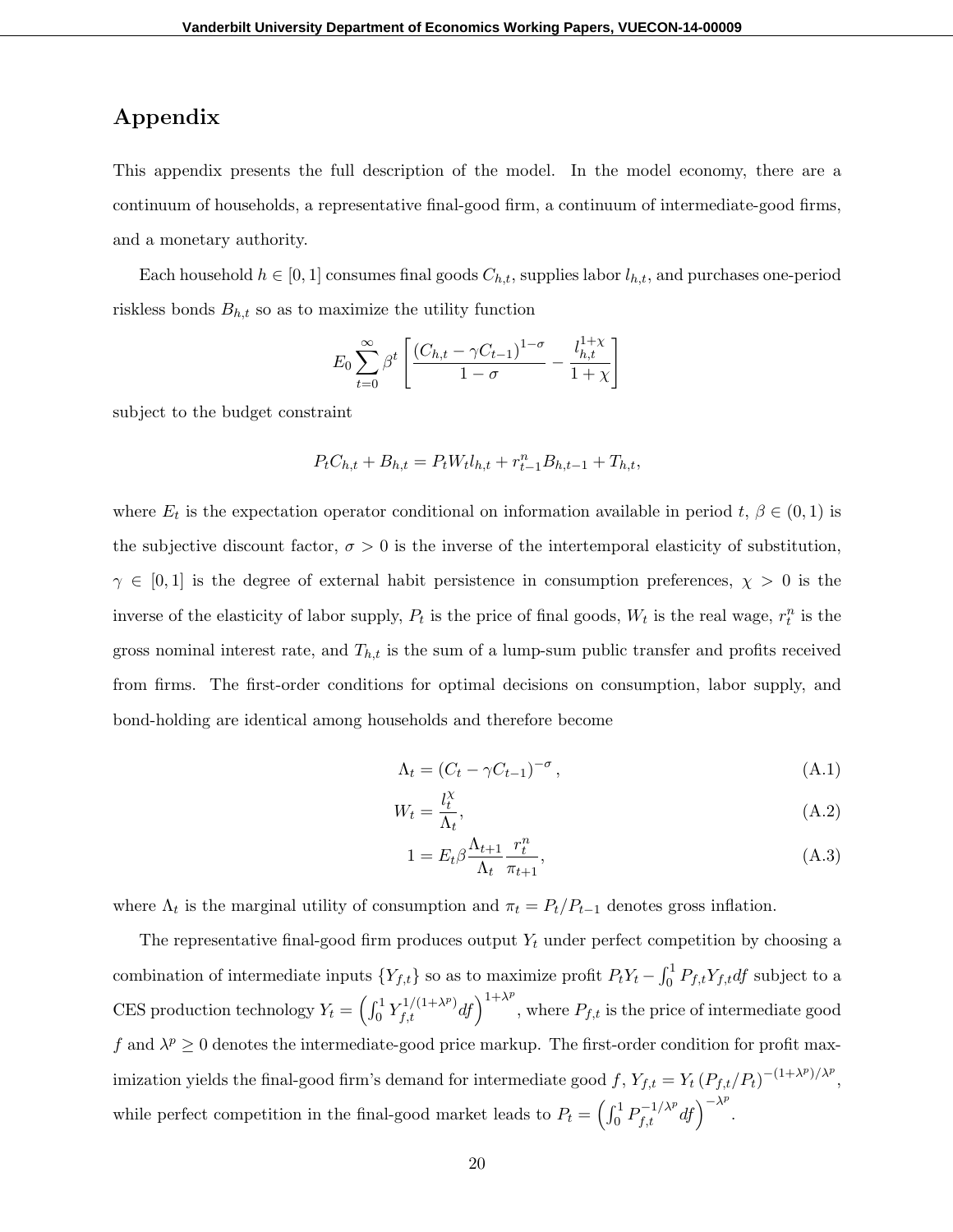# Appendix

This appendix presents the full description of the model. In the model economy, there are a continuum of households, a representative final-good firm, a continuum of intermediate-good firms, and a monetary authority.

Each household $h \in [0,1]$ consumes final goods $C_{h,t}$, supplies labor $l_{h,t}$, and purchases one-period riskless bonds $B_{h,t}$ so as to maximize the utility function

$$E_0 \sum_{t=0}^{\infty} \beta^t \left[ \frac{(C_{h,t} - \gamma C_{t-1})^{1-\sigma}}{1-\sigma} - \frac{l_{h,t}^{1+\chi}}{1+\chi} \right]$$

subject to the budget constraint

$$P_t C_{h,t} + B_{h,t} = P_t W_t l_{h,t} + r_{t-1}^n B_{h,t-1} + T_{h,t},$$

where $E_t$ is the expectation operator conditional on information available in period $t$, $\beta \in (0,1)$ is the subjective discount factor, $\sigma > 0$ is the inverse of the intertemporal elasticity of substitution, $\gamma \in [0,1]$ is the degree of external habit persistence in consumption preferences, $\chi > 0$ is the inverse of the elasticity of labor supply, $P_t$ is the price of final goods, $W_t$ is the real wage, $r_t^n$ is the gross nominal interest rate, and $T_{h,t}$ is the sum of a lump-sum public transfer and profits received from firms. The first-order conditions for optimal decisions on consumption, labor supply, and bond-holding are identical among households and therefore become

$$\Lambda_t = (C_t - \gamma C_{t-1})^{-\sigma}, \tag{A.1}$$

$$W_t = \frac{l_t^{\chi}}{\Lambda_t}, \tag{A.2}$$

$$1 = E_t \beta \frac{\Lambda_{t+1}}{\Lambda_t} \frac{r_t^n}{\pi_{t+1}}, \tag{A.3}$$

where $\Lambda_t$ is the marginal utility of consumption and $\pi_t = P_t / P_{t-1}$ denotes gross inflation.

The representative final-good firm produces output $Y_t$ under perfect competition by choosing a combination of intermediate inputs $\{Y_{f,t}\}$ so as to maximize profit $P_t Y_t - \int_0^1 P_{f,t} Y_{f,t} df$ subject to a CES production technology $Y_t = \left( \int_0^1 Y_{f,t}^{1/(1+\lambda^p)} df \right)^{1+\lambda^p}$, where $P_{f,t}$ is the price of intermediate good $f$ and $\lambda^p \geq 0$ denotes the intermediate-good price markup. The first-order condition for profit maximization yields the final-good firm's demand for intermediate good $f$, $Y_{f,t} = Y_t \left( P_{f,t} / P_t \right)^{-(1+\lambda^p)/\lambda^p}$, while perfect competition in the final-good market leads to $P_t = \left( \int_0^1 P_{f,t}^{-1/\lambda^p} df \right)^{-\lambda^p}$.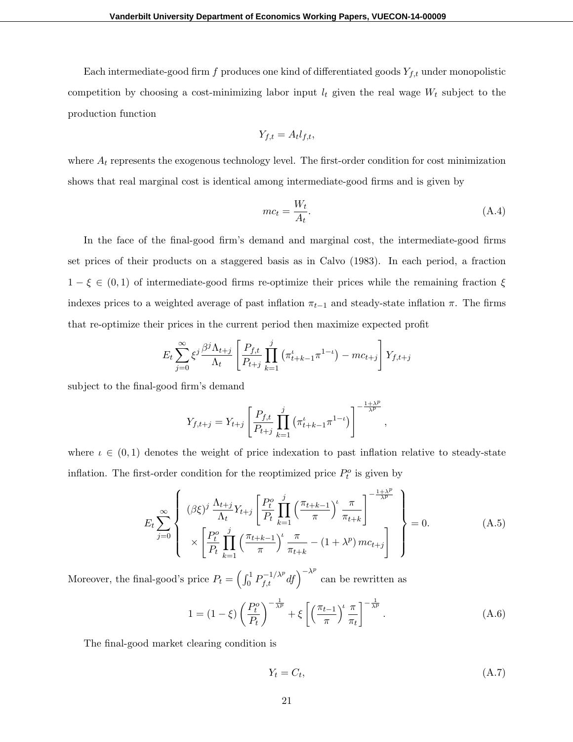Each intermediate-good firm $f$ produces one kind of differentiated goods $Y_{f,t}$ under monopolistic competition by choosing a cost-minimizing labor input $l_t$ given the real wage $W_t$ subject to the production function

$$Y_{f,t} = A_t l_{f,t},$$

where $A_t$ represents the exogenous technology level. The first-order condition for cost minimization shows that real marginal cost is identical among intermediate-good firms and is given by

$$mc_t = \frac{W_t}{A_t}. \tag{A.4}$$

In the face of the final-good firm's demand and marginal cost, the intermediate-good firms set prices of their products on a staggered basis as in Calvo (1983). In each period, a fraction $1 - \xi \in (0, 1)$ of intermediate-good firms re-optimize their prices while the remaining fraction $\xi$ indexes prices to a weighted average of past inflation $\pi_{t-1}$ and steady-state inflation $\pi$. The firms that re-optimize their prices in the current period then maximize expected profit

$$E_t \sum_{j=0}^{\infty} \xi^j \frac{\beta^j \Lambda_{t+j}}{\Lambda_t} \left[ \frac{P_{f,t}}{P_{t+j}} \prod_{k=1}^{j} \left( \pi_{t+k-1}^{\iota} \pi^{1-\iota} \right) - mc_{t+j} \right] Y_{f,t+j}$$

subject to the final-good firm's demand

$$Y_{f,t+j} = Y_{t+j} \left[ \frac{P_{f,t}}{P_{t+j}} \prod_{k=1}^{j} \left( \pi_{t+k-1}^{\iota} \pi^{1-\iota} \right) \right]^{-\frac{1+\lambda^p}{\lambda^p}},$$

where $\iota \in (0, 1)$ denotes the weight of price indexation to past inflation relative to steady-state inflation. The first-order condition for the reoptimized price $P_t^o$ is given by

$$E_t \sum_{j=0}^{\infty} \left\{ \begin{array}{l} (\beta \xi)^j \dfrac{\Lambda_{t+j}}{\Lambda_t} Y_{t+j} \left[ \dfrac{P_t^o}{P_t} \displaystyle\prod_{k=1}^{j} \left( \dfrac{\pi_{t+k-1}}{\pi} \right)^{\iota} \dfrac{\pi}{\pi_{t+k}} \right]^{-\frac{1+\lambda^p}{\lambda^p}} \\ \times \left[ \dfrac{P_t^o}{P_t} \displaystyle\prod_{k=1}^{j} \left( \dfrac{\pi_{t+k-1}}{\pi} \right)^{\iota} \dfrac{\pi}{\pi_{t+k}} - (1 + \lambda^p) \, mc_{t+j} \right] \end{array} \right\} = 0. \tag{A.5}$$

Moreover, the final-good's price $P_t = \left( \int_0^1 P_{f,t}^{-1/\lambda^p} df \right)^{-\lambda^p}$ can be rewritten as

$$1 = (1 - \xi) \left( \frac{P_t^o}{P_t} \right)^{-\frac{1}{\lambda^p}} + \xi \left[ \left( \frac{\pi_{t-1}}{\pi} \right)^{\iota} \frac{\pi}{\pi_t} \right]^{-\frac{1}{\lambda^p}}. \tag{A.6}$$

The final-good market clearing condition is

$$Y_t = C_t, \tag{A.7}$$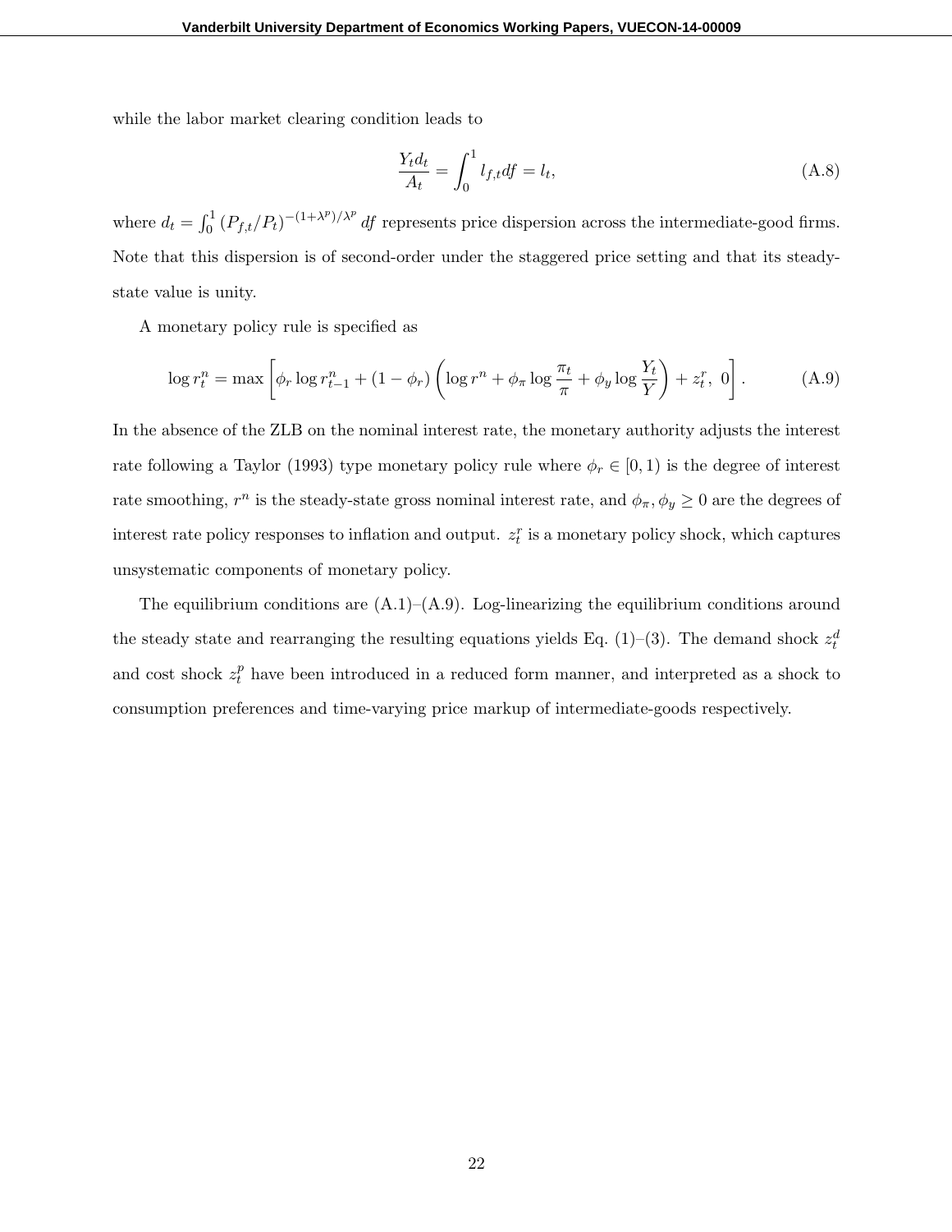while the labor market clearing condition leads to

$$\frac{Y_t d_t}{A_t} = \int_0^1 l_{f,t} df = l_t, \tag{A.8}$$

where $d_t = \int_0^1 (P_{f,t}/P_t)^{-(1+\lambda^p)/\lambda^p} df$ represents price dispersion across the intermediate-good firms. Note that this dispersion is of second-order under the staggered price setting and that its steady-state value is unity.

A monetary policy rule is specified as

$$\log r_t^n = \max \left[ \phi_r \log r_{t-1}^n + (1-\phi_r) \left( \log r^n + \phi_\pi \log \frac{\pi_t}{\pi} + \phi_y \log \frac{Y_t}{Y} \right) + z_t^r,\ 0 \right]. \tag{A.9}$$

In the absence of the ZLB on the nominal interest rate, the monetary authority adjusts the interest rate following a Taylor (1993) type monetary policy rule where $\phi_r \in [0,1)$ is the degree of interest rate smoothing, $r^n$ is the steady-state gross nominal interest rate, and $\phi_\pi, \phi_y \geq 0$ are the degrees of interest rate policy responses to inflation and output. $z_t^r$ is a monetary policy shock, which captures unsystematic components of monetary policy.

The equilibrium conditions are (A.1)–(A.9). Log-linearizing the equilibrium conditions around the steady state and rearranging the resulting equations yields Eq. (1)–(3). The demand shock $z_t^d$ and cost shock $z_t^p$ have been introduced in a reduced form manner, and interpreted as a shock to consumption preferences and time-varying price markup of intermediate-goods respectively.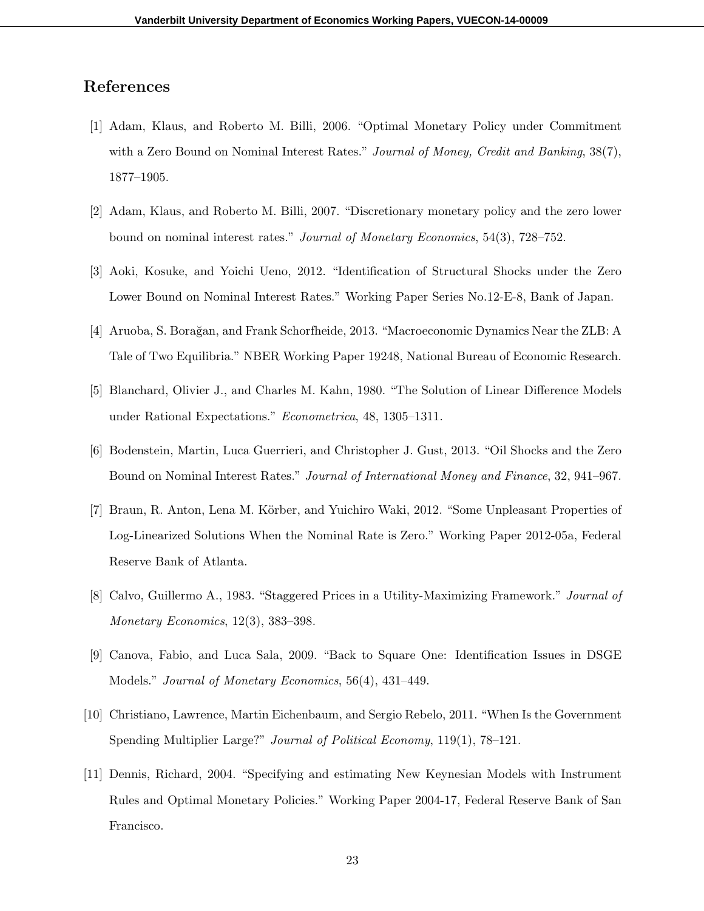# References

[1] Adam, Klaus, and Roberto M. Billi, 2006. "Optimal Monetary Policy under Commitment with a Zero Bound on Nominal Interest Rates." *Journal of Money, Credit and Banking*, 38(7), 1877–1905.

[2] Adam, Klaus, and Roberto M. Billi, 2007. "Discretionary monetary policy and the zero lower bound on nominal interest rates." *Journal of Monetary Economics*, 54(3), 728–752.

[3] Aoki, Kosuke, and Yoichi Ueno, 2012. "Identification of Structural Shocks under the Zero Lower Bound on Nominal Interest Rates." Working Paper Series No.12-E-8, Bank of Japan.

[4] Aruoba, S. Borağan, and Frank Schorfheide, 2013. "Macroeconomic Dynamics Near the ZLB: A Tale of Two Equilibria." NBER Working Paper 19248, National Bureau of Economic Research.

[5] Blanchard, Olivier J., and Charles M. Kahn, 1980. "The Solution of Linear Difference Models under Rational Expectations." *Econometrica*, 48, 1305–1311.

[6] Bodenstein, Martin, Luca Guerrieri, and Christopher J. Gust, 2013. "Oil Shocks and the Zero Bound on Nominal Interest Rates." *Journal of International Money and Finance*, 32, 941–967.

[7] Braun, R. Anton, Lena M. Körber, and Yuichiro Waki, 2012. "Some Unpleasant Properties of Log-Linearized Solutions When the Nominal Rate is Zero." Working Paper 2012-05a, Federal Reserve Bank of Atlanta.

[8] Calvo, Guillermo A., 1983. "Staggered Prices in a Utility-Maximizing Framework." *Journal of Monetary Economics*, 12(3), 383–398.

[9] Canova, Fabio, and Luca Sala, 2009. "Back to Square One: Identification Issues in DSGE Models." *Journal of Monetary Economics*, 56(4), 431–449.

[10] Christiano, Lawrence, Martin Eichenbaum, and Sergio Rebelo, 2011. "When Is the Government Spending Multiplier Large?" *Journal of Political Economy*, 119(1), 78–121.

[11] Dennis, Richard, 2004. "Specifying and estimating New Keynesian Models with Instrument Rules and Optimal Monetary Policies." Working Paper 2004-17, Federal Reserve Bank of San Francisco.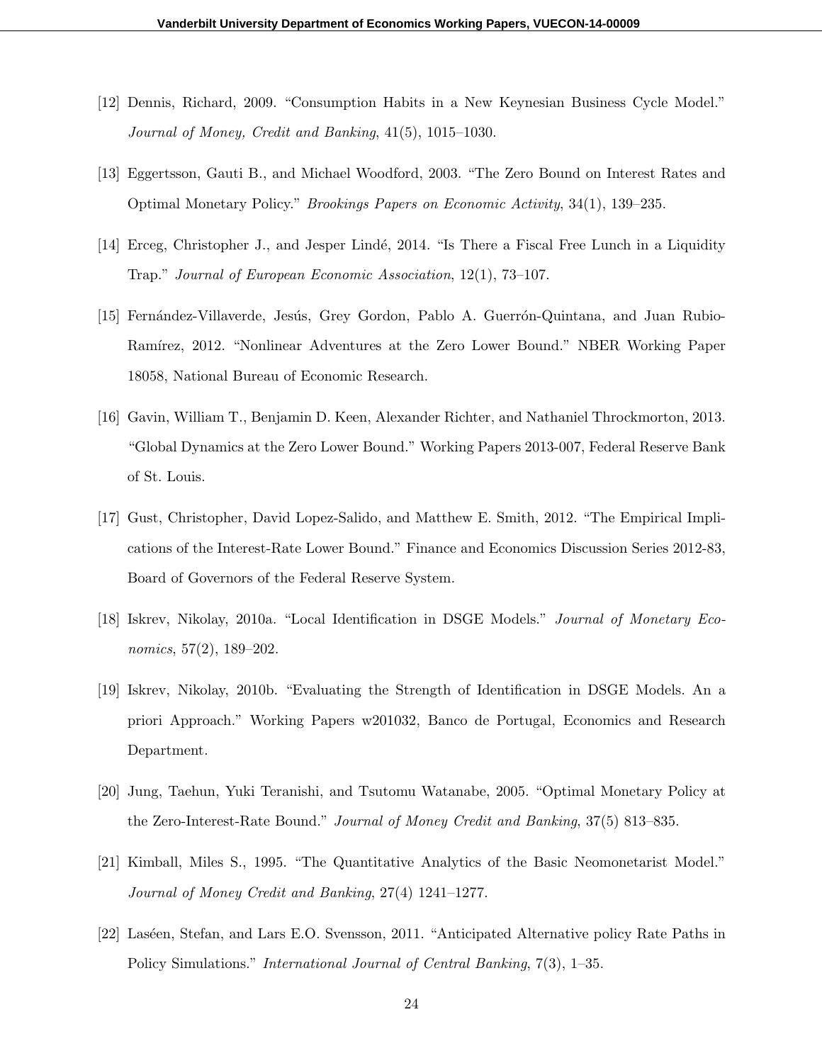[12] Dennis, Richard, 2009. "Consumption Habits in a New Keynesian Business Cycle Model." *Journal of Money, Credit and Banking*, 41(5), 1015–1030.

[13] Eggertsson, Gauti B., and Michael Woodford, 2003. "The Zero Bound on Interest Rates and Optimal Monetary Policy." *Brookings Papers on Economic Activity*, 34(1), 139–235.

[14] Erceg, Christopher J., and Jesper Lindé, 2014. "Is There a Fiscal Free Lunch in a Liquidity Trap." *Journal of European Economic Association*, 12(1), 73–107.

[15] Fernández-Villaverde, Jesús, Grey Gordon, Pablo A. Guerrón-Quintana, and Juan Rubio-Ramírez, 2012. "Nonlinear Adventures at the Zero Lower Bound." NBER Working Paper 18058, National Bureau of Economic Research.

[16] Gavin, William T., Benjamin D. Keen, Alexander Richter, and Nathaniel Throckmorton, 2013. "Global Dynamics at the Zero Lower Bound." Working Papers 2013-007, Federal Reserve Bank of St. Louis.

[17] Gust, Christopher, David Lopez-Salido, and Matthew E. Smith, 2012. "The Empirical Implications of the Interest-Rate Lower Bound." Finance and Economics Discussion Series 2012-83, Board of Governors of the Federal Reserve System.

[18] Iskrev, Nikolay, 2010a. "Local Identification in DSGE Models." *Journal of Monetary Economics*, 57(2), 189–202.

[19] Iskrev, Nikolay, 2010b. "Evaluating the Strength of Identification in DSGE Models. An a priori Approach." Working Papers w201032, Banco de Portugal, Economics and Research Department.

[20] Jung, Taehun, Yuki Teranishi, and Tsutomu Watanabe, 2005. "Optimal Monetary Policy at the Zero-Interest-Rate Bound." *Journal of Money Credit and Banking*, 37(5) 813–835.

[21] Kimball, Miles S., 1995. "The Quantitative Analytics of the Basic Neomonetarist Model." *Journal of Money Credit and Banking*, 27(4) 1241–1277.

[22] Laséen, Stefan, and Lars E.O. Svensson, 2011. "Anticipated Alternative policy Rate Paths in Policy Simulations." *International Journal of Central Banking*, 7(3), 1–35.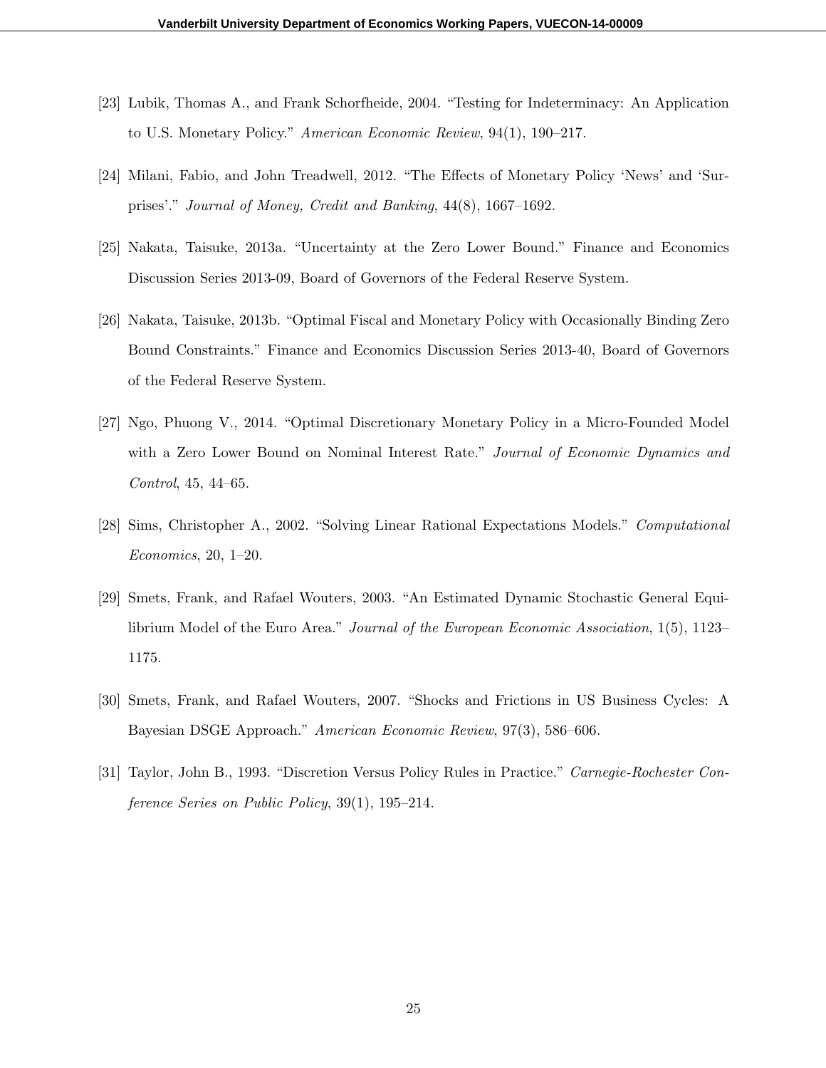[23] Lubik, Thomas A., and Frank Schorfheide, 2004. "Testing for Indeterminacy: An Application to U.S. Monetary Policy." *American Economic Review*, 94(1), 190–217.

[24] Milani, Fabio, and John Treadwell, 2012. "The Effects of Monetary Policy 'News' and 'Surprises'." *Journal of Money, Credit and Banking*, 44(8), 1667–1692.

[25] Nakata, Taisuke, 2013a. "Uncertainty at the Zero Lower Bound." Finance and Economics Discussion Series 2013-09, Board of Governors of the Federal Reserve System.

[26] Nakata, Taisuke, 2013b. "Optimal Fiscal and Monetary Policy with Occasionally Binding Zero Bound Constraints." Finance and Economics Discussion Series 2013-40, Board of Governors of the Federal Reserve System.

[27] Ngo, Phuong V., 2014. "Optimal Discretionary Monetary Policy in a Micro-Founded Model with a Zero Lower Bound on Nominal Interest Rate." *Journal of Economic Dynamics and Control*, 45, 44–65.

[28] Sims, Christopher A., 2002. "Solving Linear Rational Expectations Models." *Computational Economics*, 20, 1–20.

[29] Smets, Frank, and Rafael Wouters, 2003. "An Estimated Dynamic Stochastic General Equilibrium Model of the Euro Area." *Journal of the European Economic Association*, 1(5), 1123–1175.

[30] Smets, Frank, and Rafael Wouters, 2007. "Shocks and Frictions in US Business Cycles: A Bayesian DSGE Approach." *American Economic Review*, 97(3), 586–606.

[31] Taylor, John B., 1993. "Discretion Versus Policy Rules in Practice." *Carnegie-Rochester Conference Series on Public Policy*, 39(1), 195–214.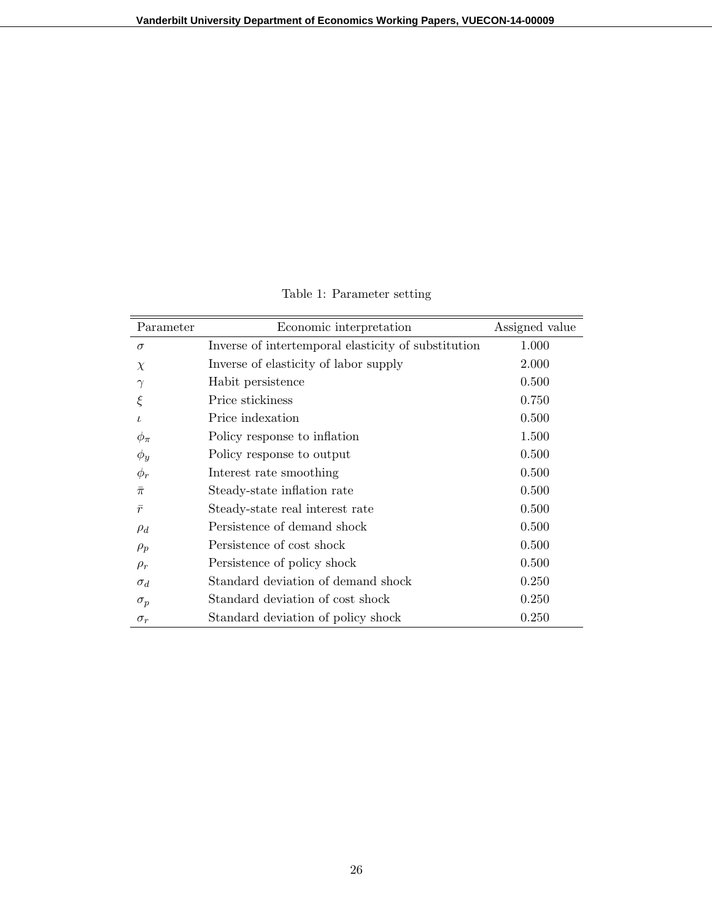Table 1: Parameter setting

| Parameter | Economic interpretation | Assigned value |
|---|---|---|
| $\sigma$ | Inverse of intertemporal elasticity of substitution | 1.000 |
| $\chi$ | Inverse of elasticity of labor supply | 2.000 |
| $\gamma$ | Habit persistence | 0.500 |
| $\xi$ | Price stickiness | 0.750 |
| $\iota$ | Price indexation | 0.500 |
| $\phi_\pi$ | Policy response to inflation | 1.500 |
| $\phi_y$ | Policy response to output | 0.500 |
| $\phi_r$ | Interest rate smoothing | 0.500 |
| $\bar{\pi}$ | Steady-state inflation rate | 0.500 |
| $\bar{r}$ | Steady-state real interest rate | 0.500 |
| $\rho_d$ | Persistence of demand shock | 0.500 |
| $\rho_p$ | Persistence of cost shock | 0.500 |
| $\rho_r$ | Persistence of policy shock | 0.500 |
| $\sigma_d$ | Standard deviation of demand shock | 0.250 |
| $\sigma_p$ | Standard deviation of cost shock | 0.250 |
| $\sigma_r$ | Standard deviation of policy shock | 0.250 |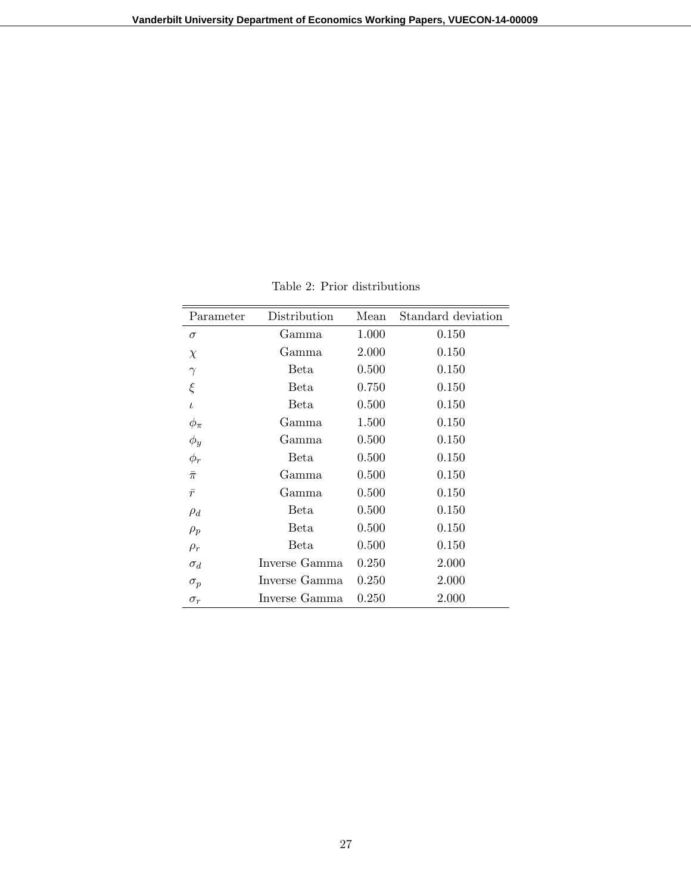Table 2: Prior distributions

| Parameter | Distribution | Mean | Standard deviation |
|---|---|---|---|
| $\sigma$ | Gamma | 1.000 | 0.150 |
| $\chi$ | Gamma | 2.000 | 0.150 |
| $\gamma$ | Beta | 0.500 | 0.150 |
| $\xi$ | Beta | 0.750 | 0.150 |
| $\iota$ | Beta | 0.500 | 0.150 |
| $\phi_\pi$ | Gamma | 1.500 | 0.150 |
| $\phi_y$ | Gamma | 0.500 | 0.150 |
| $\phi_r$ | Beta | 0.500 | 0.150 |
| $\bar{\pi}$ | Gamma | 0.500 | 0.150 |
| $\bar{r}$ | Gamma | 0.500 | 0.150 |
| $\rho_d$ | Beta | 0.500 | 0.150 |
| $\rho_p$ | Beta | 0.500 | 0.150 |
| $\rho_r$ | Beta | 0.500 | 0.150 |
| $\sigma_d$ | Inverse Gamma | 0.250 | 2.000 |
| $\sigma_p$ | Inverse Gamma | 0.250 | 2.000 |
| $\sigma_r$ | Inverse Gamma | 0.250 | 2.000 |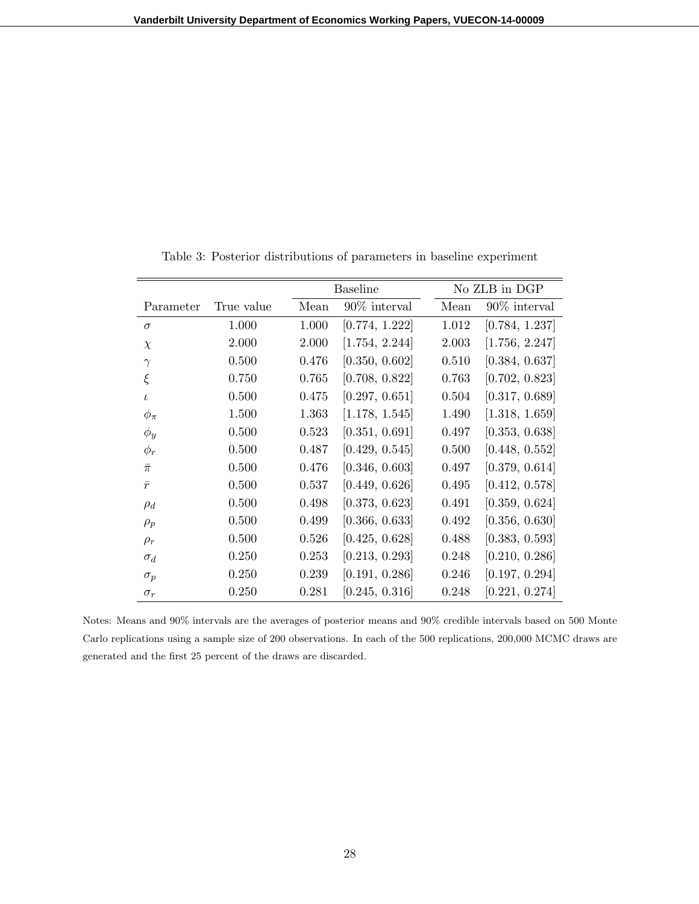Table 3: Posterior distributions of parameters in baseline experiment

| | | Baseline | | No ZLB in DGP | |
|---|---|---|---|---|---|
| Parameter | True value | Mean | 90% interval | Mean | 90% interval |
| $\sigma$ | 1.000 | 1.000 | [0.774, 1.222] | 1.012 | [0.784, 1.237] |
| $\chi$ | 2.000 | 2.000 | [1.754, 2.244] | 2.003 | [1.756, 2.247] |
| $\gamma$ | 0.500 | 0.476 | [0.350, 0.602] | 0.510 | [0.384, 0.637] |
| $\xi$ | 0.750 | 0.765 | [0.708, 0.822] | 0.763 | [0.702, 0.823] |
| $\iota$ | 0.500 | 0.475 | [0.297, 0.651] | 0.504 | [0.317, 0.689] |
| $\phi_\pi$ | 1.500 | 1.363 | [1.178, 1.545] | 1.490 | [1.318, 1.659] |
| $\phi_y$ | 0.500 | 0.523 | [0.351, 0.691] | 0.497 | [0.353, 0.638] |
| $\phi_r$ | 0.500 | 0.487 | [0.429, 0.545] | 0.500 | [0.448, 0.552] |
| $\bar{\pi}$ | 0.500 | 0.476 | [0.346, 0.603] | 0.497 | [0.379, 0.614] |
| $\bar{r}$ | 0.500 | 0.537 | [0.449, 0.626] | 0.495 | [0.412, 0.578] |
| $\rho_d$ | 0.500 | 0.498 | [0.373, 0.623] | 0.491 | [0.359, 0.624] |
| $\rho_p$ | 0.500 | 0.499 | [0.366, 0.633] | 0.492 | [0.356, 0.630] |
| $\rho_r$ | 0.500 | 0.526 | [0.425, 0.628] | 0.488 | [0.383, 0.593] |
| $\sigma_d$ | 0.250 | 0.253 | [0.213, 0.293] | 0.248 | [0.210, 0.286] |
| $\sigma_p$ | 0.250 | 0.239 | [0.191, 0.286] | 0.246 | [0.197, 0.294] |
| $\sigma_r$ | 0.250 | 0.281 | [0.245, 0.316] | 0.248 | [0.221, 0.274] |

Notes: Means and 90% intervals are the averages of posterior means and 90% credible intervals based on 500 Monte Carlo replications using a sample size of 200 observations. In each of the 500 replications, 200,000 MCMC draws are generated and the first 25 percent of the draws are discarded.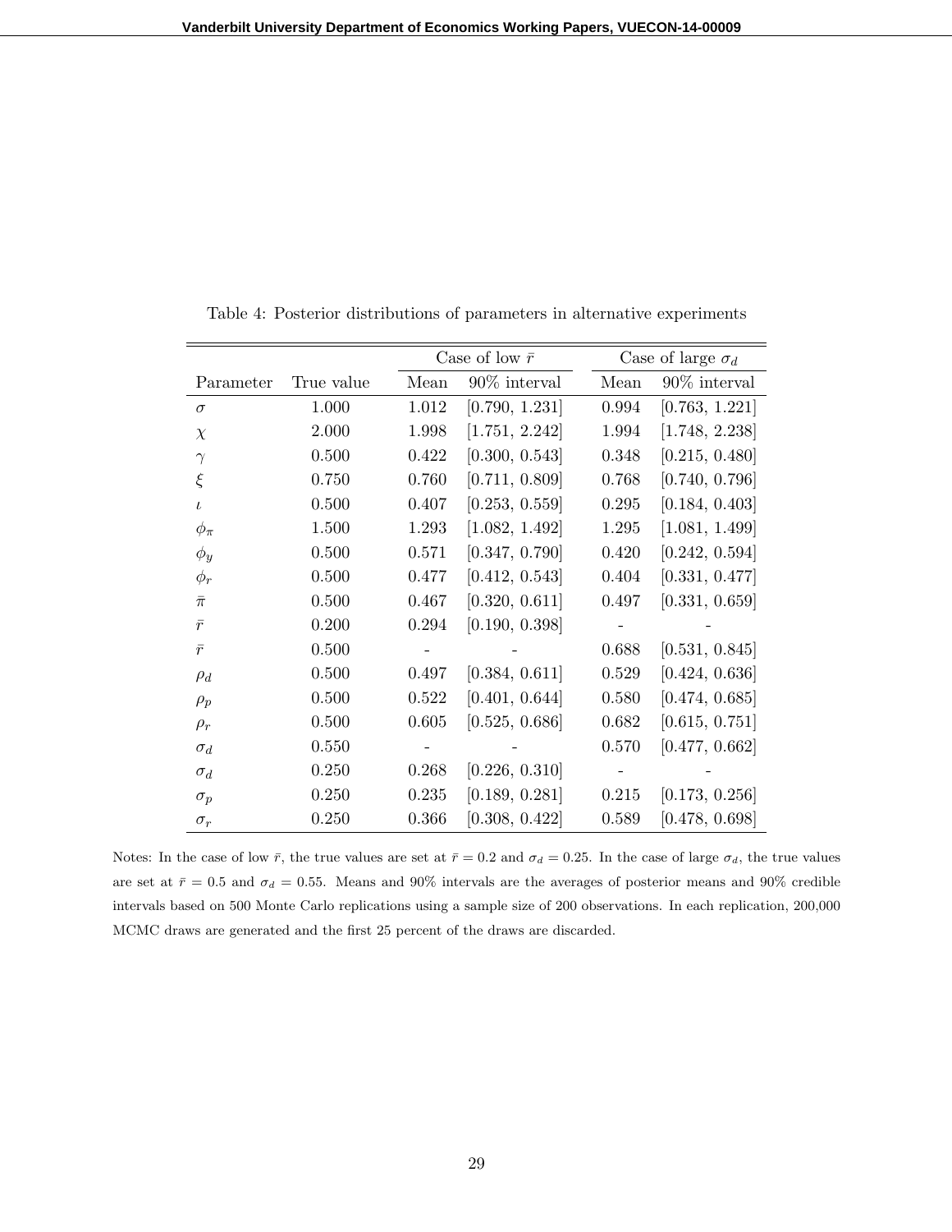Table 4: Posterior distributions of parameters in alternative experiments

| | | Case of low $\bar{r}$ | | Case of large $\sigma_d$ | |
|---|---|---|---|---|---|
| Parameter | True value | Mean | 90% interval | Mean | 90% interval |
| $\sigma$ | 1.000 | 1.012 | [0.790, 1.231] | 0.994 | [0.763, 1.221] |
| $\chi$ | 2.000 | 1.998 | [1.751, 2.242] | 1.994 | [1.748, 2.238] |
| $\gamma$ | 0.500 | 0.422 | [0.300, 0.543] | 0.348 | [0.215, 0.480] |
| $\xi$ | 0.750 | 0.760 | [0.711, 0.809] | 0.768 | [0.740, 0.796] |
| $\iota$ | 0.500 | 0.407 | [0.253, 0.559] | 0.295 | [0.184, 0.403] |
| $\phi_\pi$ | 1.500 | 1.293 | [1.082, 1.492] | 1.295 | [1.081, 1.499] |
| $\phi_y$ | 0.500 | 0.571 | [0.347, 0.790] | 0.420 | [0.242, 0.594] |
| $\phi_r$ | 0.500 | 0.477 | [0.412, 0.543] | 0.404 | [0.331, 0.477] |
| $\bar{\pi}$ | 0.500 | 0.467 | [0.320, 0.611] | 0.497 | [0.331, 0.659] |
| $\bar{r}$ | 0.200 | 0.294 | [0.190, 0.398] | - | - |
| $\bar{r}$ | 0.500 | - | - | 0.688 | [0.531, 0.845] |
| $\rho_d$ | 0.500 | 0.497 | [0.384, 0.611] | 0.529 | [0.424, 0.636] |
| $\rho_p$ | 0.500 | 0.522 | [0.401, 0.644] | 0.580 | [0.474, 0.685] |
| $\rho_r$ | 0.500 | 0.605 | [0.525, 0.686] | 0.682 | [0.615, 0.751] |
| $\sigma_d$ | 0.550 | - | - | 0.570 | [0.477, 0.662] |
| $\sigma_d$ | 0.250 | 0.268 | [0.226, 0.310] | - | - |
| $\sigma_p$ | 0.250 | 0.235 | [0.189, 0.281] | 0.215 | [0.173, 0.256] |
| $\sigma_r$ | 0.250 | 0.366 | [0.308, 0.422] | 0.589 | [0.478, 0.698] |

Notes: In the case of low $\bar{r}$, the true values are set at $\bar{r} = 0.2$ and $\sigma_d = 0.25$. In the case of large $\sigma_d$, the true values are set at $\bar{r} = 0.5$ and $\sigma_d = 0.55$. Means and 90% intervals are the averages of posterior means and 90% credible intervals based on 500 Monte Carlo replications using a sample size of 200 observations. In each replication, 200,000 MCMC draws are generated and the first 25 percent of the draws are discarded.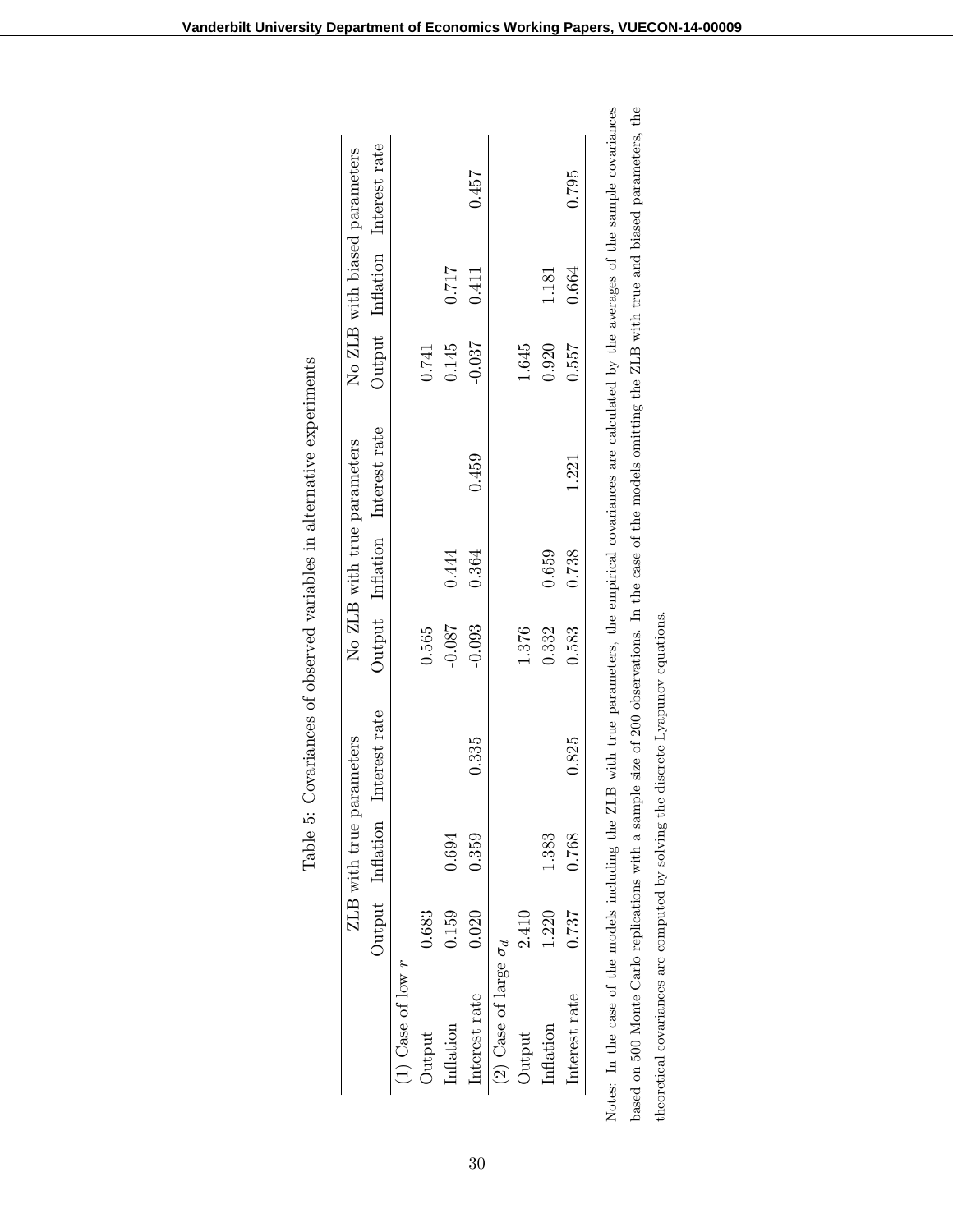Table 5: Covariances of observed variables in alternative experiments

| | ZLB with true parameters | | | No ZLB with true parameters | | | No ZLB with biased parameters | | |
|---|---|---|---|---|---|---|---|---|---|
| | Output | Inflation | Interest rate | Output | Inflation | Interest rate | Output | Inflation | Interest rate |
| (1) Case of low $\bar{r}$ | | | | | | | | | |
| Output | 0.683 | | | 0.565 | | | 0.741 | | |
| Inflation | 0.159 | 0.694 | | -0.087 | 0.444 | | 0.145 | 0.717 | |
| Interest rate | 0.020 | 0.359 | 0.335 | -0.093 | 0.364 | 0.459 | -0.037 | 0.411 | 0.457 |
| (2) Case of large $\sigma_d$ | | | | | | | | | |
| Output | 2.410 | | | 1.376 | | | 1.645 | | |
| Inflation | 1.220 | 1.383 | | 0.332 | 0.659 | | 0.920 | 1.181 | |
| Interest rate | 0.737 | 0.768 | 0.825 | 0.583 | 0.738 | 1.221 | 0.557 | 0.664 | 0.795 |

Notes: In the case of the models including the ZLB with true parameters, the empirical covariances are calculated by the averages of the sample covariances based on 500 Monte Carlo replications with a sample size of 200 observations. In the case of the models omitting the ZLB with true and biased parameters, the theoretical covariances are computed by solving the discrete Lyapunov equations.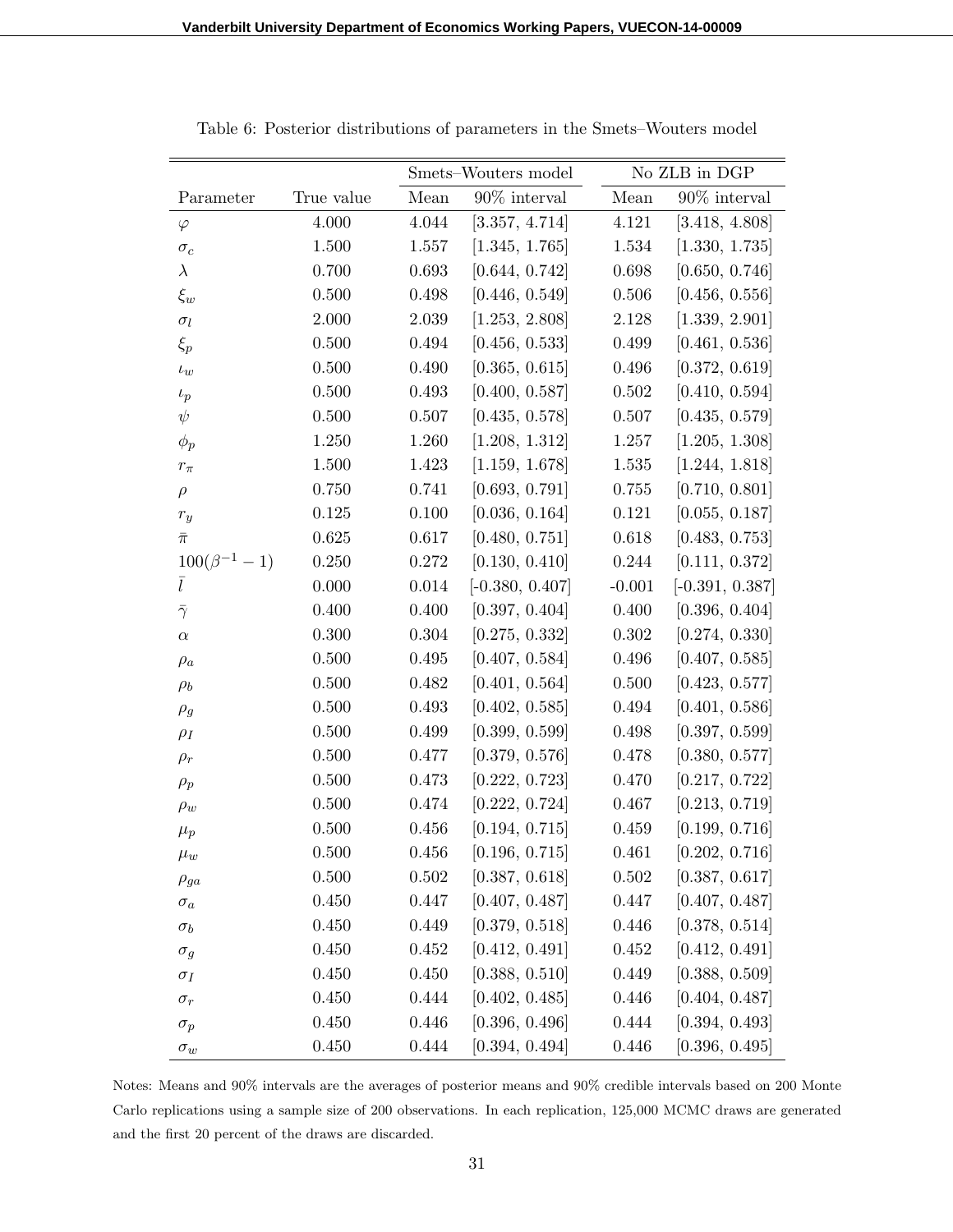Table 6: Posterior distributions of parameters in the Smets–Wouters model

| | | Smets–Wouters model | | No ZLB in DGP | |
|---|---|---|---|---|---|
| Parameter | True value | Mean | 90% interval | Mean | 90% interval |
| $\varphi$ | 4.000 | 4.044 | [3.357, 4.714] | 4.121 | [3.418, 4.808] |
| $\sigma_c$ | 1.500 | 1.557 | [1.345, 1.765] | 1.534 | [1.330, 1.735] |
| $\lambda$ | 0.700 | 0.693 | [0.644, 0.742] | 0.698 | [0.650, 0.746] |
| $\xi_w$ | 0.500 | 0.498 | [0.446, 0.549] | 0.506 | [0.456, 0.556] |
| $\sigma_l$ | 2.000 | 2.039 | [1.253, 2.808] | 2.128 | [1.339, 2.901] |
| $\xi_p$ | 0.500 | 0.494 | [0.456, 0.533] | 0.499 | [0.461, 0.536] |
| $\iota_w$ | 0.500 | 0.490 | [0.365, 0.615] | 0.496 | [0.372, 0.619] |
| $\iota_p$ | 0.500 | 0.493 | [0.400, 0.587] | 0.502 | [0.410, 0.594] |
| $\psi$ | 0.500 | 0.507 | [0.435, 0.578] | 0.507 | [0.435, 0.579] |
| $\phi_p$ | 1.250 | 1.260 | [1.208, 1.312] | 1.257 | [1.205, 1.308] |
| $r_\pi$ | 1.500 | 1.423 | [1.159, 1.678] | 1.535 | [1.244, 1.818] |
| $\rho$ | 0.750 | 0.741 | [0.693, 0.791] | 0.755 | [0.710, 0.801] |
| $r_y$ | 0.125 | 0.100 | [0.036, 0.164] | 0.121 | [0.055, 0.187] |
| $\bar{\pi}$ | 0.625 | 0.617 | [0.480, 0.751] | 0.618 | [0.483, 0.753] |
| $100(\beta^{-1} - 1)$ | 0.250 | 0.272 | [0.130, 0.410] | 0.244 | [0.111, 0.372] |
| $\bar{l}$ | 0.000 | 0.014 | [-0.380, 0.407] | -0.001 | [-0.391, 0.387] |
| $\bar{\gamma}$ | 0.400 | 0.400 | [0.397, 0.404] | 0.400 | [0.396, 0.404] |
| $\alpha$ | 0.300 | 0.304 | [0.275, 0.332] | 0.302 | [0.274, 0.330] |
| $\rho_a$ | 0.500 | 0.495 | [0.407, 0.584] | 0.496 | [0.407, 0.585] |
| $\rho_b$ | 0.500 | 0.482 | [0.401, 0.564] | 0.500 | [0.423, 0.577] |
| $\rho_g$ | 0.500 | 0.493 | [0.402, 0.585] | 0.494 | [0.401, 0.586] |
| $\rho_I$ | 0.500 | 0.499 | [0.399, 0.599] | 0.498 | [0.397, 0.599] |
| $\rho_r$ | 0.500 | 0.477 | [0.379, 0.576] | 0.478 | [0.380, 0.577] |
| $\rho_p$ | 0.500 | 0.473 | [0.222, 0.723] | 0.470 | [0.217, 0.722] |
| $\rho_w$ | 0.500 | 0.474 | [0.222, 0.724] | 0.467 | [0.213, 0.719] |
| $\mu_p$ | 0.500 | 0.456 | [0.194, 0.715] | 0.459 | [0.199, 0.716] |
| $\mu_w$ | 0.500 | 0.456 | [0.196, 0.715] | 0.461 | [0.202, 0.716] |
| $\rho_{ga}$ | 0.500 | 0.502 | [0.387, 0.618] | 0.502 | [0.387, 0.617] |
| $\sigma_a$ | 0.450 | 0.447 | [0.407, 0.487] | 0.447 | [0.407, 0.487] |
| $\sigma_b$ | 0.450 | 0.449 | [0.379, 0.518] | 0.446 | [0.378, 0.514] |
| $\sigma_g$ | 0.450 | 0.452 | [0.412, 0.491] | 0.452 | [0.412, 0.491] |
| $\sigma_I$ | 0.450 | 0.450 | [0.388, 0.510] | 0.449 | [0.388, 0.509] |
| $\sigma_r$ | 0.450 | 0.444 | [0.402, 0.485] | 0.446 | [0.404, 0.487] |
| $\sigma_p$ | 0.450 | 0.446 | [0.396, 0.496] | 0.444 | [0.394, 0.493] |
| $\sigma_w$ | 0.450 | 0.444 | [0.394, 0.494] | 0.446 | [0.396, 0.495] |

Notes: Means and 90% intervals are the averages of posterior means and 90% credible intervals based on 200 Monte Carlo replications using a sample size of 200 observations. In each replication, 125,000 MCMC draws are generated and the first 20 percent of the draws are discarded.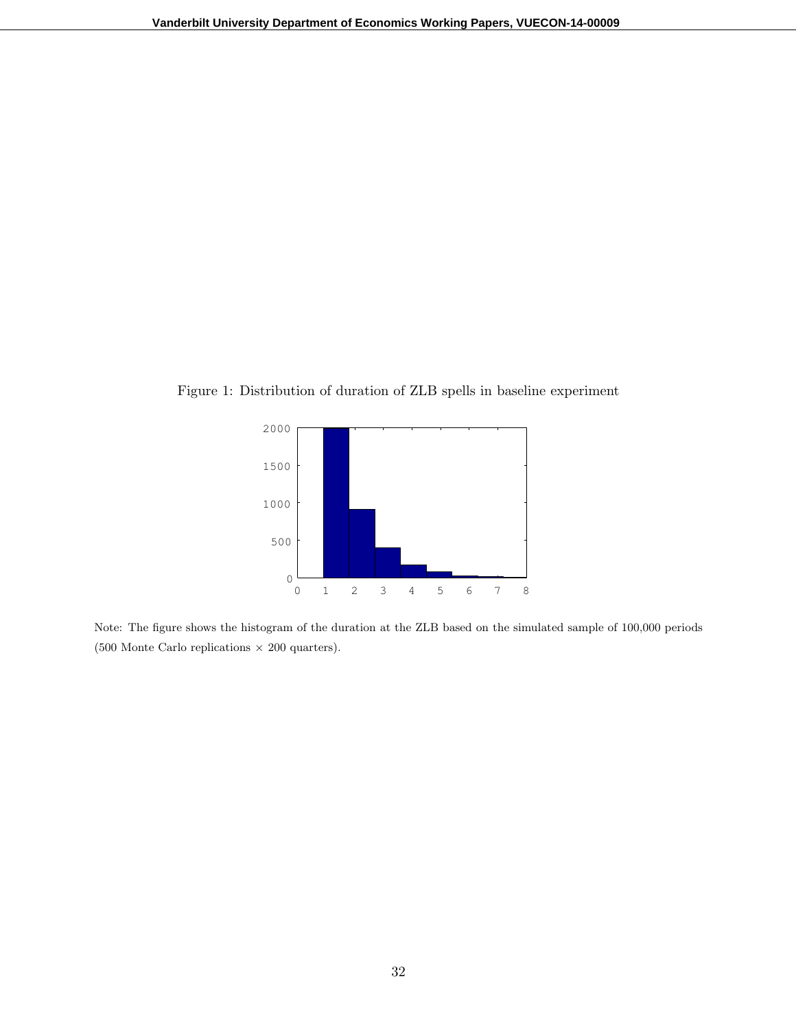Figure 1: Distribution of duration of ZLB spells in baseline experiment

Note: The figure shows the histogram of the duration at the ZLB based on the simulated sample of 100,000 periods (500 Monte Carlo replications $\times$ 200 quarters).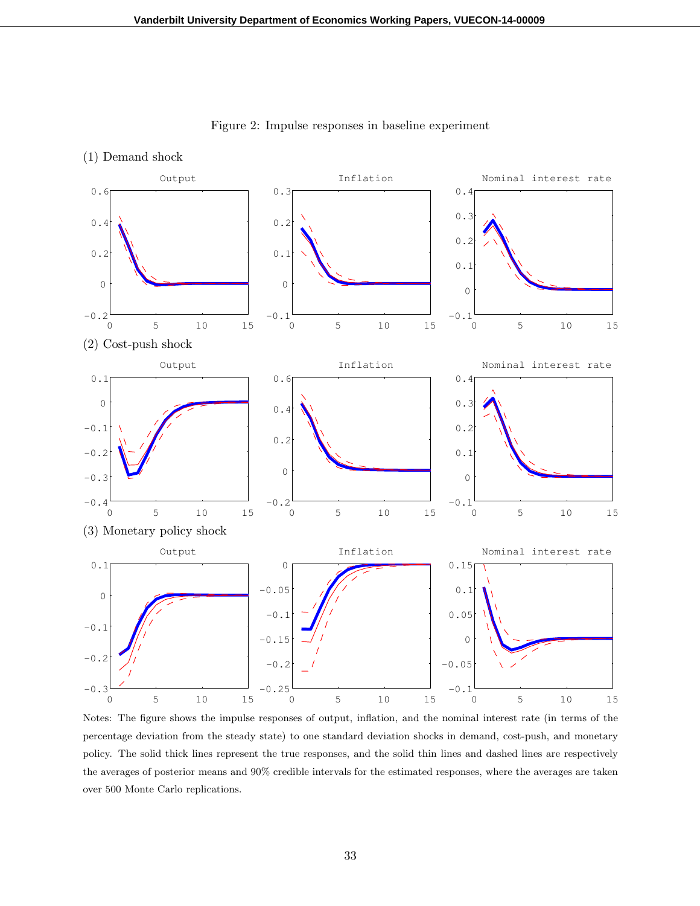Figure 2: Impulse responses in baseline experiment

(1) Demand shock

(2) Cost-push shock

(3) Monetary policy shock

Notes: The figure shows the impulse responses of output, inflation, and the nominal interest rate (in terms of the percentage deviation from the steady state) to one standard deviation shocks in demand, cost-push, and monetary policy. The solid thick lines represent the true responses, and the solid thin lines and dashed lines are respectively the averages of posterior means and 90% credible intervals for the estimated responses, where the averages are taken over 500 Monte Carlo replications.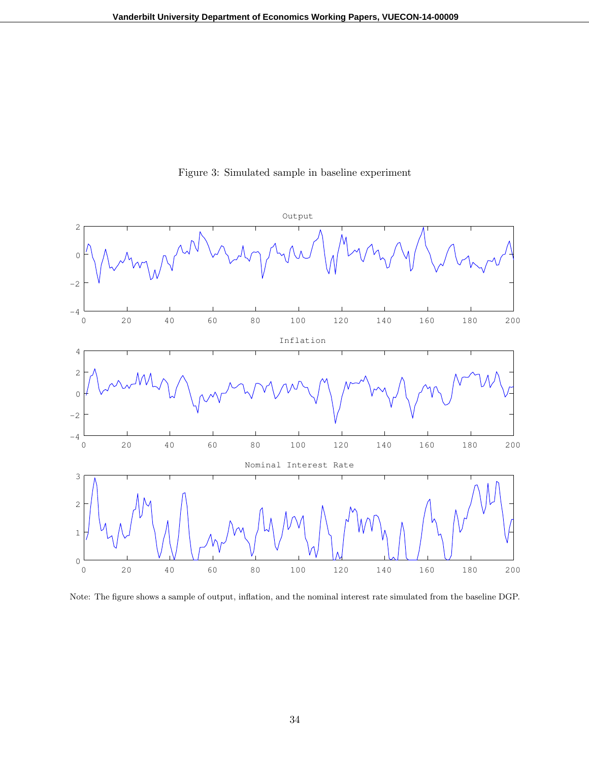Figure 3: Simulated sample in baseline experiment

Note: The figure shows a sample of output, inflation, and the nominal interest rate simulated from the baseline DGP.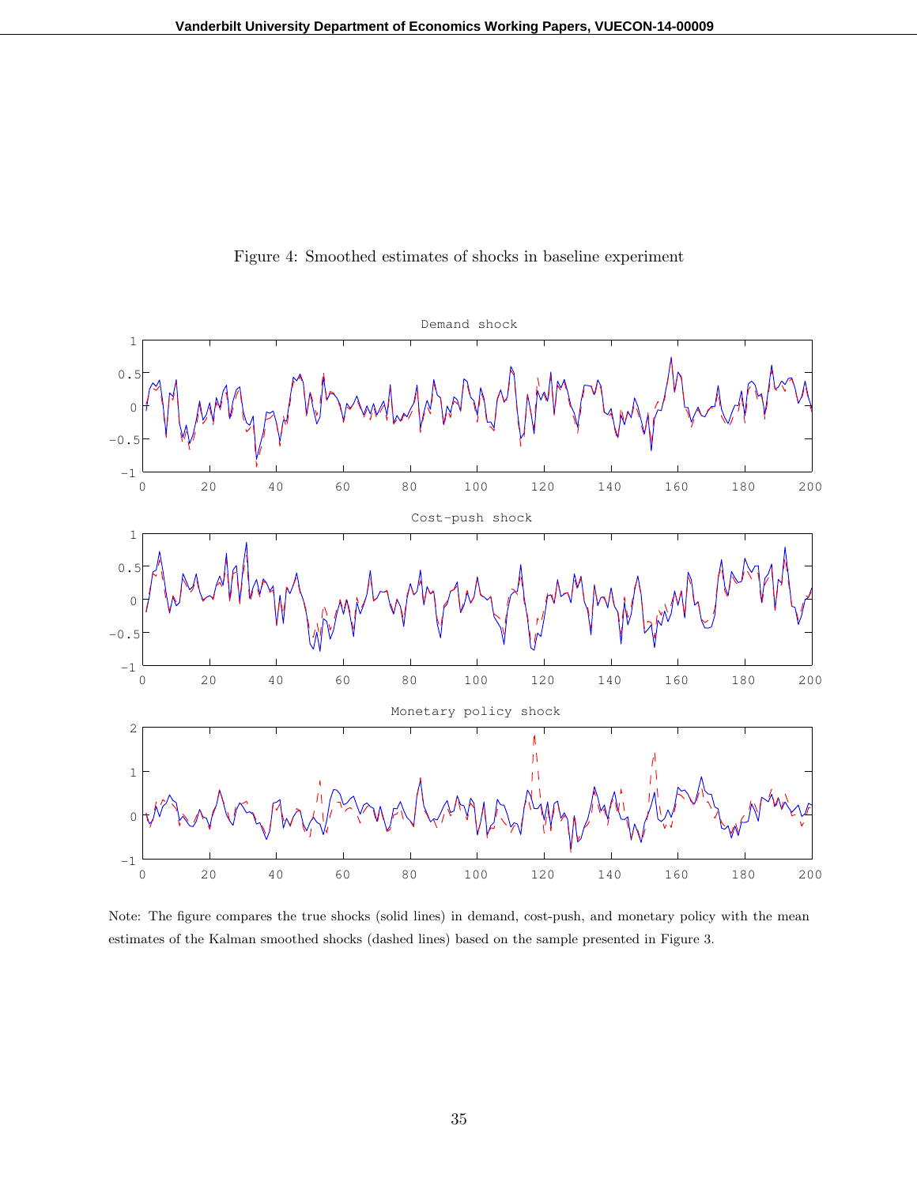Figure 4: Smoothed estimates of shocks in baseline experiment

Note: The figure compares the true shocks (solid lines) in demand, cost-push, and monetary policy with the mean estimates of the Kalman smoothed shocks (dashed lines) based on the sample presented in Figure 3.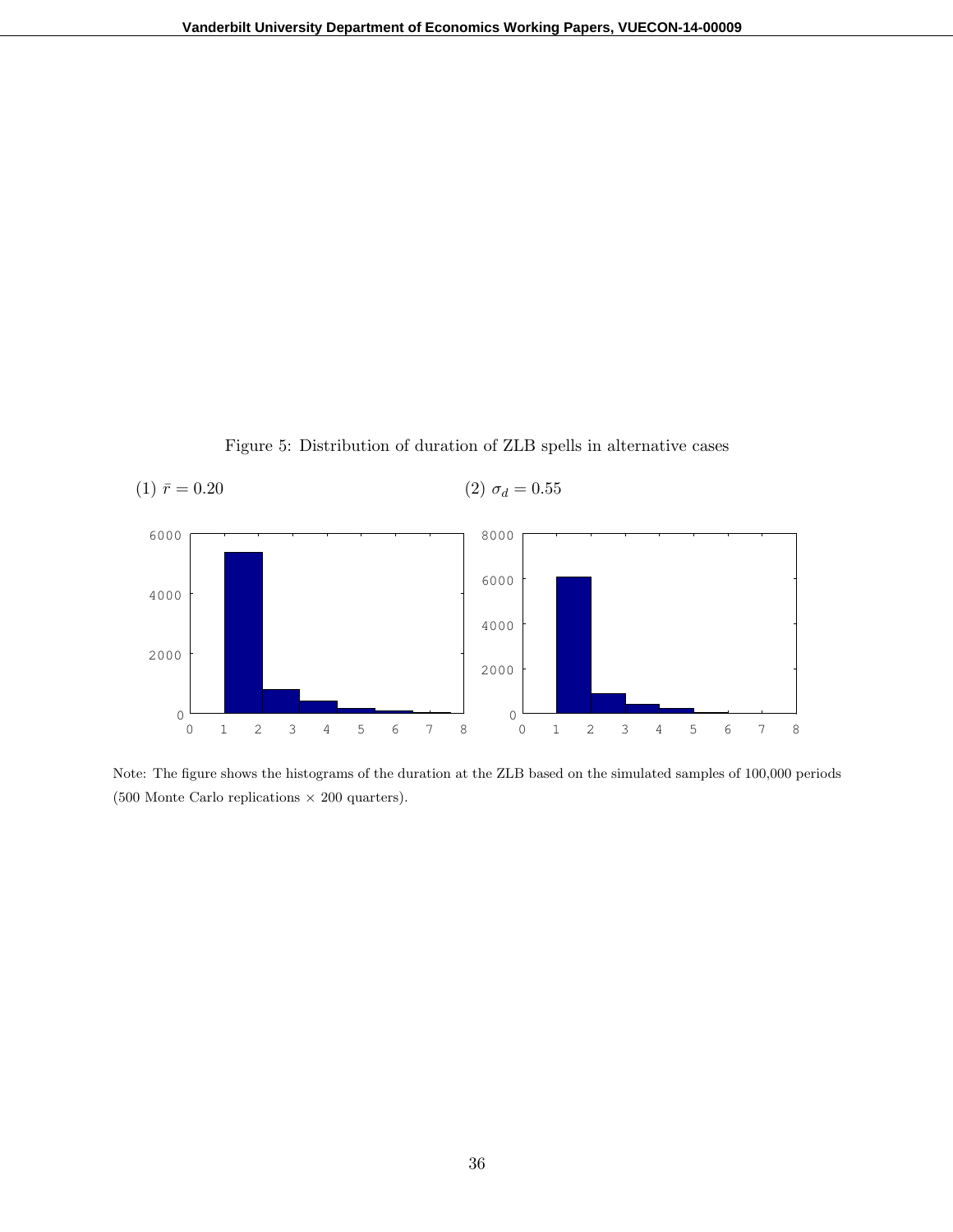Figure 5: Distribution of duration of ZLB spells in alternative cases

(1) $\bar{r} = 0.20$

(2) $\sigma_d = 0.55$

Note: The figure shows the histograms of the duration at the ZLB based on the simulated samples of 100,000 periods (500 Monte Carlo replications $\times$ 200 quarters).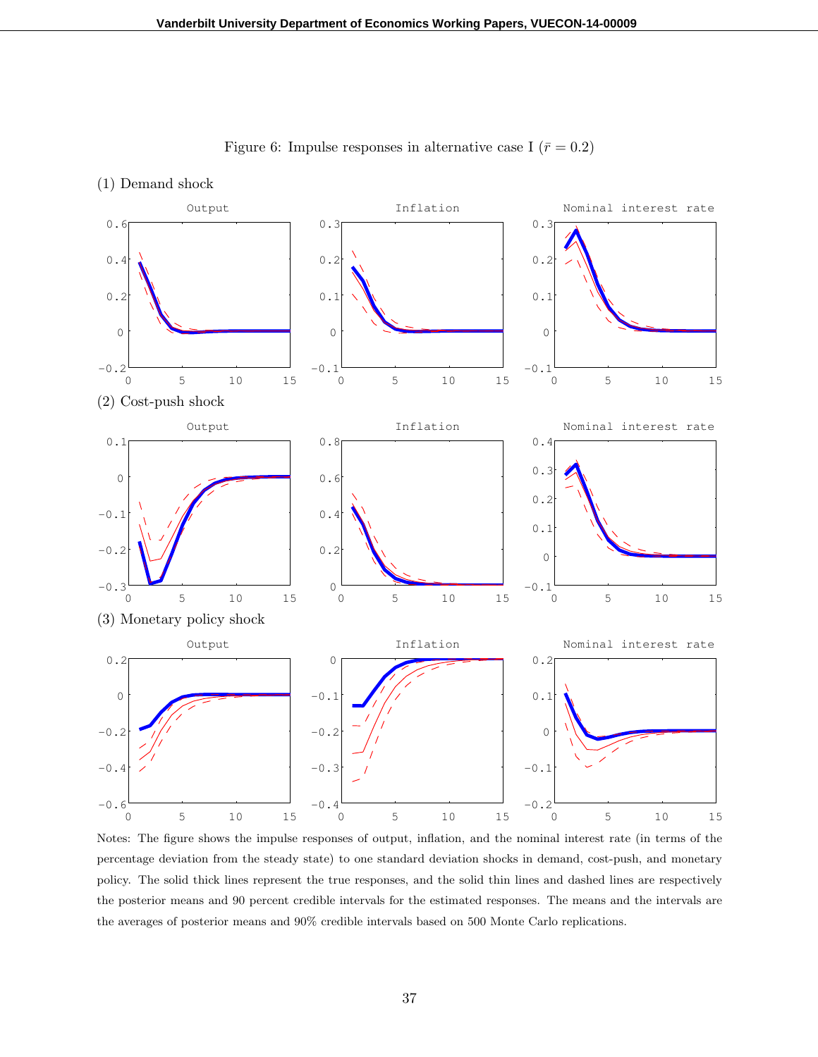Figure 6: Impulse responses in alternative case I ($\bar{r} = 0.2$)

(1) Demand shock

(2) Cost-push shock

(3) Monetary policy shock

Notes: The figure shows the impulse responses of output, inflation, and the nominal interest rate (in terms of the percentage deviation from the steady state) to one standard deviation shocks in demand, cost-push, and monetary policy. The solid thick lines represent the true responses, and the solid thin lines and dashed lines are respectively the posterior means and 90 percent credible intervals for the estimated responses. The means and the intervals are the averages of posterior means and 90% credible intervals based on 500 Monte Carlo replications.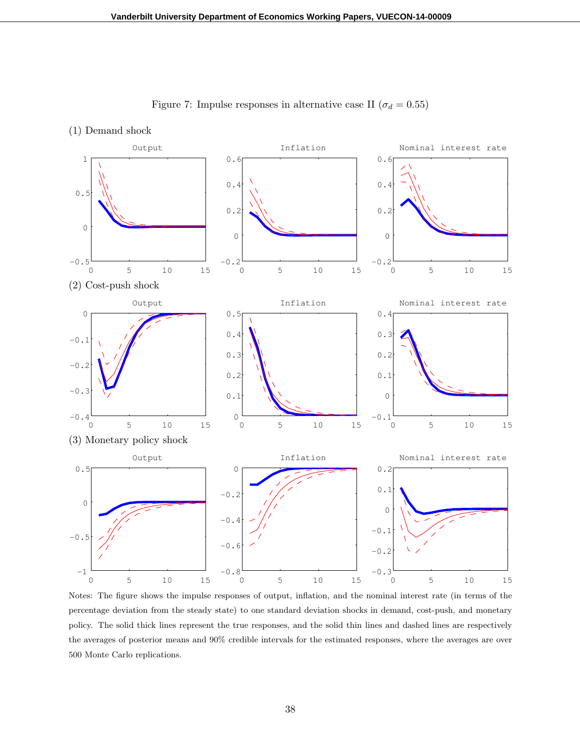Figure 7: Impulse responses in alternative case II ($\sigma_d = 0.55$)

(1) Demand shock

Output | Inflation | Nominal interest rate

(2) Cost-push shock

Output | Inflation | Nominal interest rate

(3) Monetary policy shock

Output | Inflation | Nominal interest rate

Notes: The figure shows the impulse responses of output, inflation, and the nominal interest rate (in terms of the percentage deviation from the steady state) to one standard deviation shocks in demand, cost-push, and monetary policy. The solid thick lines represent the true responses, and the solid thin lines and dashed lines are respectively the averages of posterior means and 90% credible intervals for the estimated responses, where the averages are over 500 Monte Carlo replications.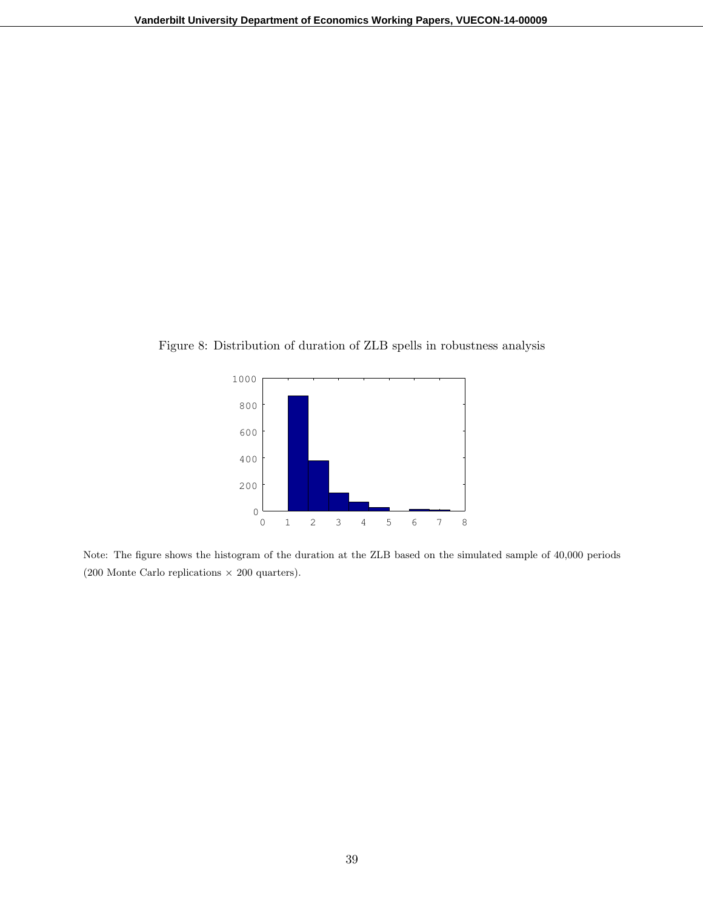Figure 8: Distribution of duration of ZLB spells in robustness analysis

Note: The figure shows the histogram of the duration at the ZLB based on the simulated sample of 40,000 periods (200 Monte Carlo replications $\times$ 200 quarters).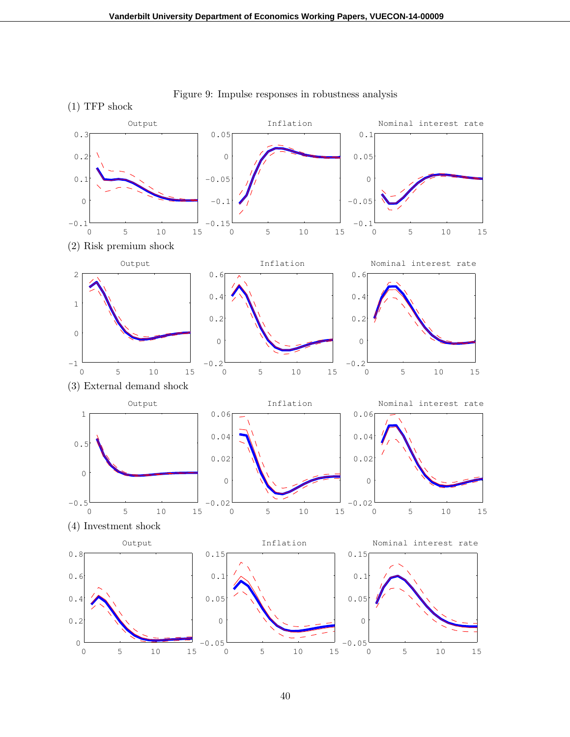Figure 9: Impulse responses in robustness analysis

(1) TFP shock

Output

Inflation

Nominal interest rate

(2) Risk premium shock

Output

Inflation

Nominal interest rate

(3) External demand shock

Output

Inflation

Nominal interest rate

(4) Investment shock

Output

Inflation

Nominal interest rate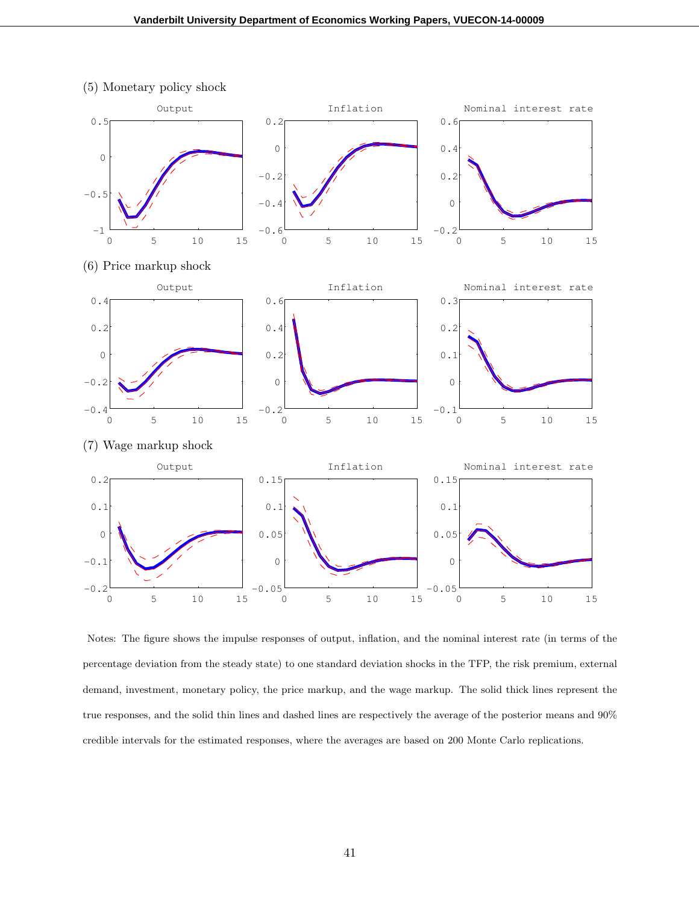(5) Monetary policy shock

(6) Price markup shock

(7) Wage markup shock

Notes: The figure shows the impulse responses of output, inflation, and the nominal interest rate (in terms of the percentage deviation from the steady state) to one standard deviation shocks in the TFP, the risk premium, external demand, investment, monetary policy, the price markup, and the wage markup. The solid thick lines represent the true responses, and the solid thin lines and dashed lines are respectively the average of the posterior means and 90% credible intervals for the estimated responses, where the averages are based on 200 Monte Carlo replications.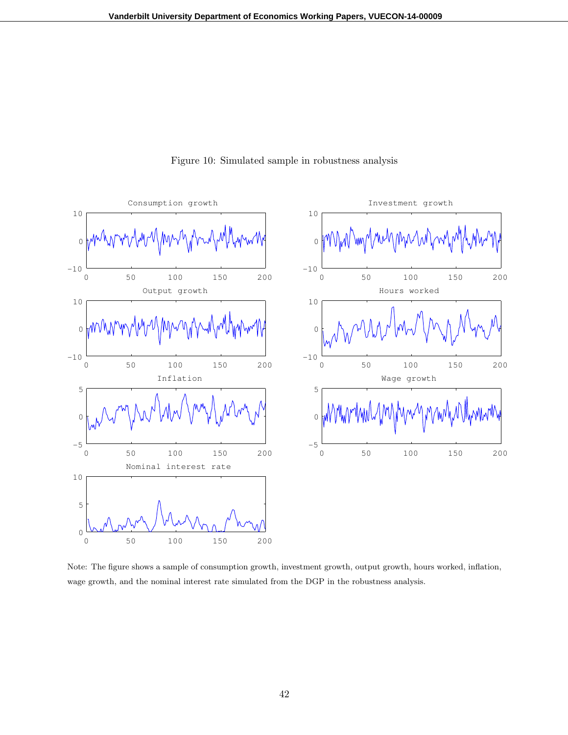Figure 10: Simulated sample in robustness analysis

Note: The figure shows a sample of consumption growth, investment growth, output growth, hours worked, inflation, wage growth, and the nominal interest rate simulated from the DGP in the robustness analysis.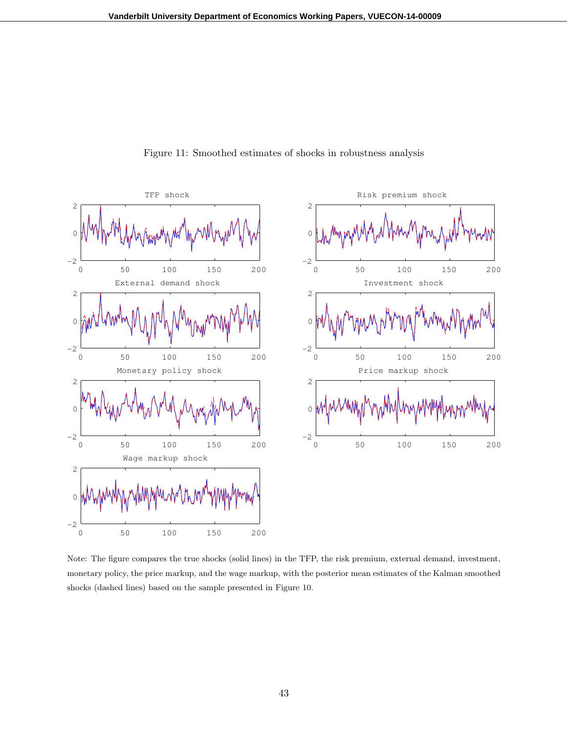Figure 11: Smoothed estimates of shocks in robustness analysis

TFP shock

2
0
−2
0 50 100 150 200

Risk premium shock

2
0
−2
0 50 100 150 200

External demand shock

2
0
−2
0 50 100 150 200

Investment shock

2
0
−2
0 50 100 150 200

Monetary policy shock

2
0
−2
0 50 100 150 200

Price markup shock

2
0
−2
0 50 100 150 200

Wage markup shock

2
0
−2
0 50 100 150 200

Note: The figure compares the true shocks (solid lines) in the TFP, the risk premium, external demand, investment, monetary policy, the price markup, and the wage markup, with the posterior mean estimates of the Kalman smoothed shocks (dashed lines) based on the sample presented in Figure 10.